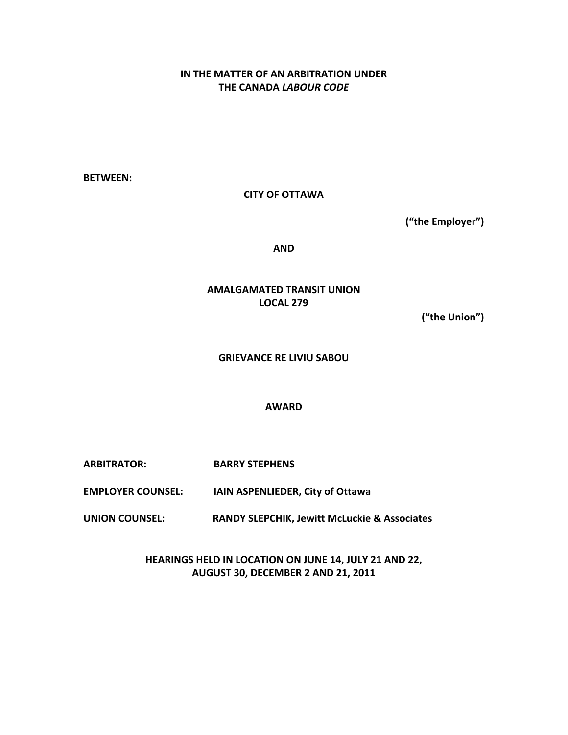**IN THE MATTER OF AN ARBITRATION UNDER THE CANADA *LABOUR CODE***

**BETWEEN:**

**CITY OF OTTAWA**

**("the Employer")**

**AND**

**AMALGAMATED TRANSIT UNION LOCAL 279**

**("the Union")**

**GRIEVANCE RE LIVIU SABOU**

## AWARD

**ARBITRATOR:** **BARRY STEPHENS**

**EMPLOYER COUNSEL:** **IAIN ASPENLIEDER, City of Ottawa**

**UNION COUNSEL:** **RANDY SLEPCHIK, Jewitt McLuckie & Associates**

**HEARINGS HELD IN LOCATION ON JUNE 14, JULY 21 AND 22, AUGUST 30, DECEMBER 2 AND 21, 2011**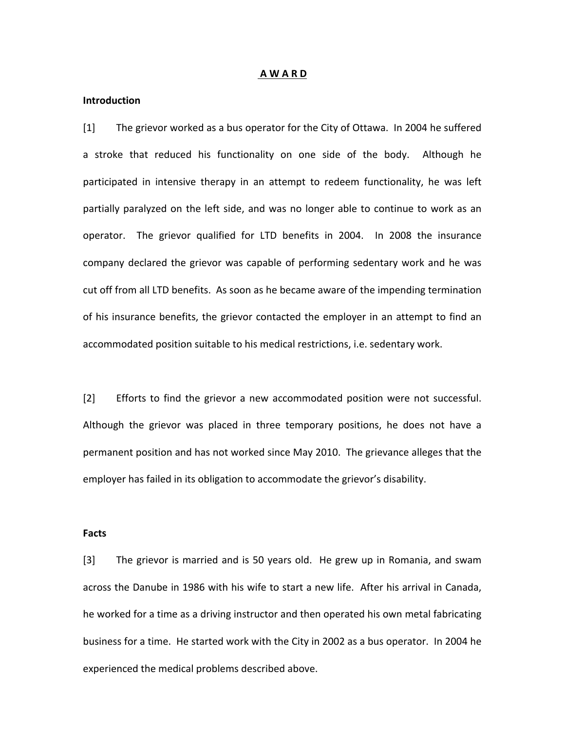# A W A R D

**Introduction**

[1] The grievor worked as a bus operator for the City of Ottawa. In 2004 he suffered a stroke that reduced his functionality on one side of the body. Although he participated in intensive therapy in an attempt to redeem functionality, he was left partially paralyzed on the left side, and was no longer able to continue to work as an operator. The grievor qualified for LTD benefits in 2004. In 2008 the insurance company declared the grievor was capable of performing sedentary work and he was cut off from all LTD benefits. As soon as he became aware of the impending termination of his insurance benefits, the grievor contacted the employer in an attempt to find an accommodated position suitable to his medical restrictions, i.e. sedentary work.

[2] Efforts to find the grievor a new accommodated position were not successful. Although the grievor was placed in three temporary positions, he does not have a permanent position and has not worked since May 2010. The grievance alleges that the employer has failed in its obligation to accommodate the grievor's disability.

**Facts**

[3] The grievor is married and is 50 years old. He grew up in Romania, and swam across the Danube in 1986 with his wife to start a new life. After his arrival in Canada, he worked for a time as a driving instructor and then operated his own metal fabricating business for a time. He started work with the City in 2002 as a bus operator. In 2004 he experienced the medical problems described above.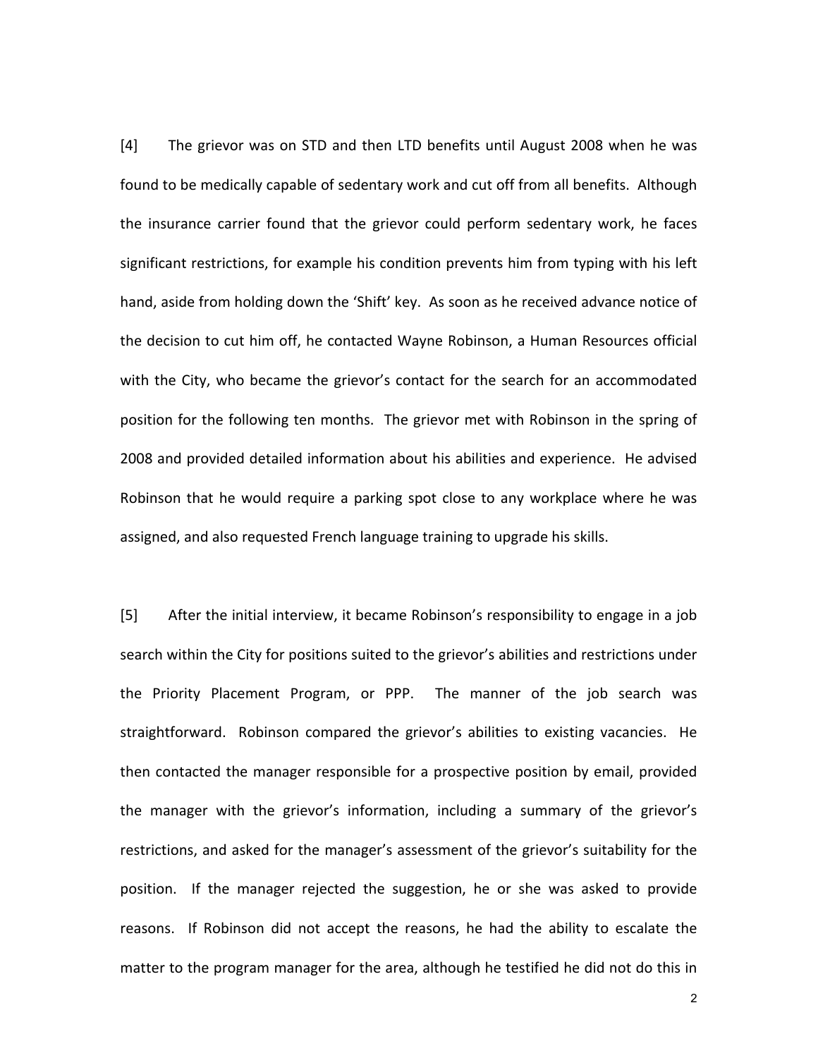[4] The grievor was on STD and then LTD benefits until August 2008 when he was found to be medically capable of sedentary work and cut off from all benefits. Although the insurance carrier found that the grievor could perform sedentary work, he faces significant restrictions, for example his condition prevents him from typing with his left hand, aside from holding down the 'Shift' key. As soon as he received advance notice of the decision to cut him off, he contacted Wayne Robinson, a Human Resources official with the City, who became the grievor's contact for the search for an accommodated position for the following ten months. The grievor met with Robinson in the spring of 2008 and provided detailed information about his abilities and experience. He advised Robinson that he would require a parking spot close to any workplace where he was assigned, and also requested French language training to upgrade his skills.

[5] After the initial interview, it became Robinson's responsibility to engage in a job search within the City for positions suited to the grievor's abilities and restrictions under the Priority Placement Program, or PPP. The manner of the job search was straightforward. Robinson compared the grievor's abilities to existing vacancies. He then contacted the manager responsible for a prospective position by email, provided the manager with the grievor's information, including a summary of the grievor's restrictions, and asked for the manager's assessment of the grievor's suitability for the position. If the manager rejected the suggestion, he or she was asked to provide reasons. If Robinson did not accept the reasons, he had the ability to escalate the matter to the program manager for the area, although he testified he did not do this in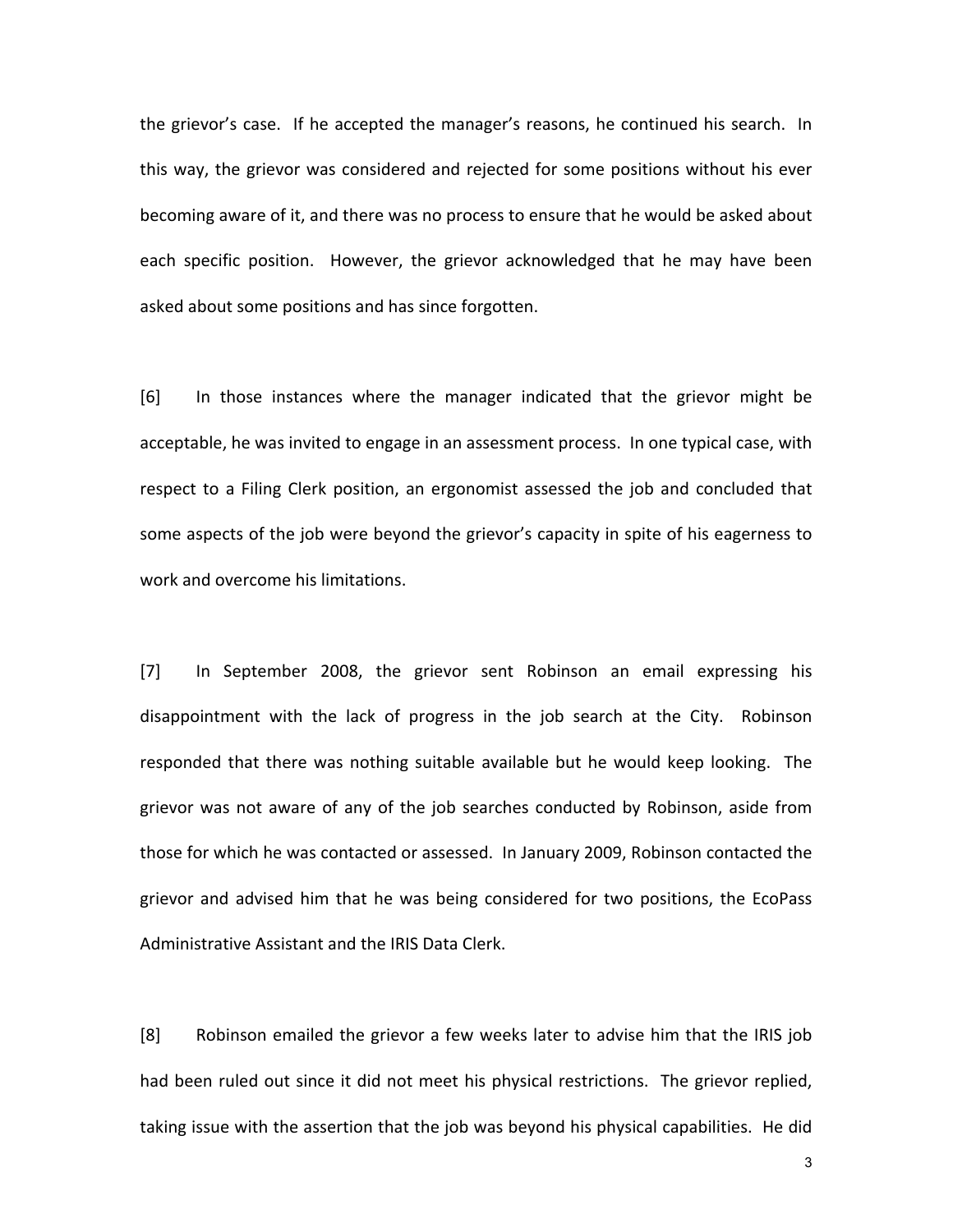the grievor's case. If he accepted the manager's reasons, he continued his search. In this way, the grievor was considered and rejected for some positions without his ever becoming aware of it, and there was no process to ensure that he would be asked about each specific position. However, the grievor acknowledged that he may have been asked about some positions and has since forgotten.

[6] In those instances where the manager indicated that the grievor might be acceptable, he was invited to engage in an assessment process. In one typical case, with respect to a Filing Clerk position, an ergonomist assessed the job and concluded that some aspects of the job were beyond the grievor's capacity in spite of his eagerness to work and overcome his limitations.

[7] In September 2008, the grievor sent Robinson an email expressing his disappointment with the lack of progress in the job search at the City. Robinson responded that there was nothing suitable available but he would keep looking. The grievor was not aware of any of the job searches conducted by Robinson, aside from those for which he was contacted or assessed. In January 2009, Robinson contacted the grievor and advised him that he was being considered for two positions, the EcoPass Administrative Assistant and the IRIS Data Clerk.

[8] Robinson emailed the grievor a few weeks later to advise him that the IRIS job had been ruled out since it did not meet his physical restrictions. The grievor replied, taking issue with the assertion that the job was beyond his physical capabilities. He did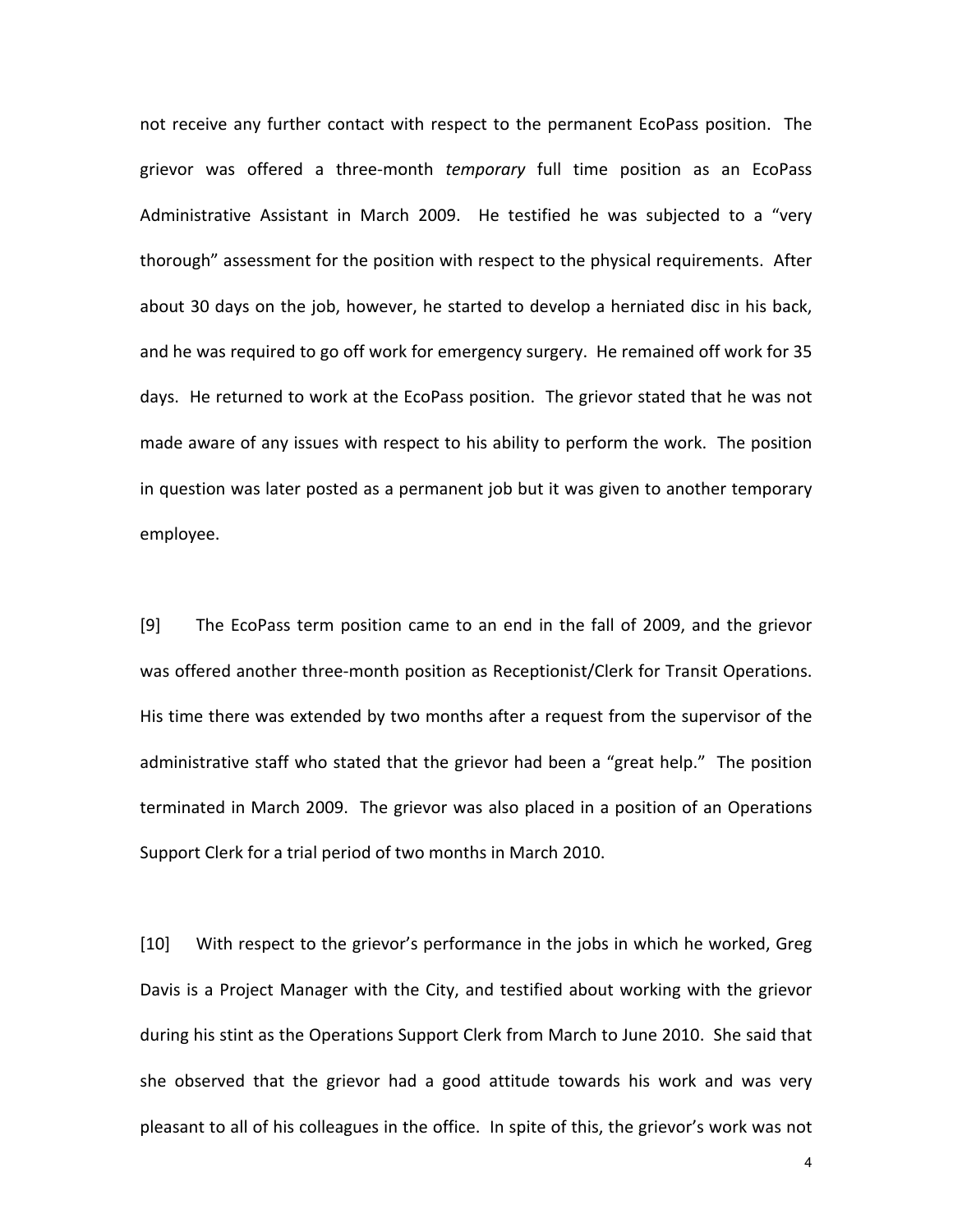not receive any further contact with respect to the permanent EcoPass position. The grievor was offered a three-month *temporary* full time position as an EcoPass Administrative Assistant in March 2009. He testified he was subjected to a "very thorough" assessment for the position with respect to the physical requirements. After about 30 days on the job, however, he started to develop a herniated disc in his back, and he was required to go off work for emergency surgery. He remained off work for 35 days. He returned to work at the EcoPass position. The grievor stated that he was not made aware of any issues with respect to his ability to perform the work. The position in question was later posted as a permanent job but it was given to another temporary employee.

[9] The EcoPass term position came to an end in the fall of 2009, and the grievor was offered another three-month position as Receptionist/Clerk for Transit Operations. His time there was extended by two months after a request from the supervisor of the administrative staff who stated that the grievor had been a "great help." The position terminated in March 2009. The grievor was also placed in a position of an Operations Support Clerk for a trial period of two months in March 2010.

[10] With respect to the grievor's performance in the jobs in which he worked, Greg Davis is a Project Manager with the City, and testified about working with the grievor during his stint as the Operations Support Clerk from March to June 2010. She said that she observed that the grievor had a good attitude towards his work and was very pleasant to all of his colleagues in the office. In spite of this, the grievor's work was not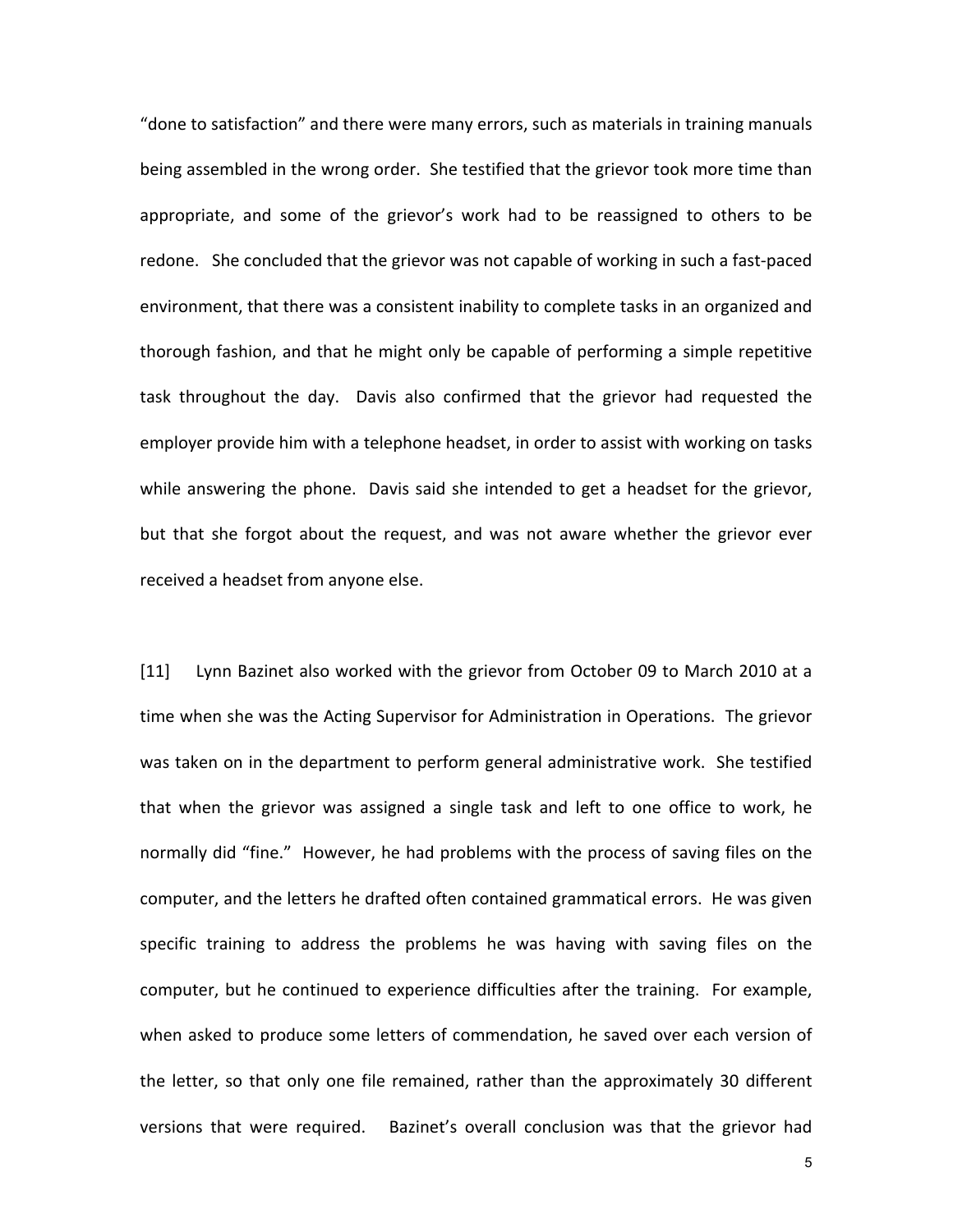"done to satisfaction" and there were many errors, such as materials in training manuals being assembled in the wrong order. She testified that the grievor took more time than appropriate, and some of the grievor's work had to be reassigned to others to be redone. She concluded that the grievor was not capable of working in such a fast-paced environment, that there was a consistent inability to complete tasks in an organized and thorough fashion, and that he might only be capable of performing a simple repetitive task throughout the day. Davis also confirmed that the grievor had requested the employer provide him with a telephone headset, in order to assist with working on tasks while answering the phone. Davis said she intended to get a headset for the grievor, but that she forgot about the request, and was not aware whether the grievor ever received a headset from anyone else.

[11] Lynn Bazinet also worked with the grievor from October 09 to March 2010 at a time when she was the Acting Supervisor for Administration in Operations. The grievor was taken on in the department to perform general administrative work. She testified that when the grievor was assigned a single task and left to one office to work, he normally did "fine." However, he had problems with the process of saving files on the computer, and the letters he drafted often contained grammatical errors. He was given specific training to address the problems he was having with saving files on the computer, but he continued to experience difficulties after the training. For example, when asked to produce some letters of commendation, he saved over each version of the letter, so that only one file remained, rather than the approximately 30 different versions that were required. Bazinet's overall conclusion was that the grievor had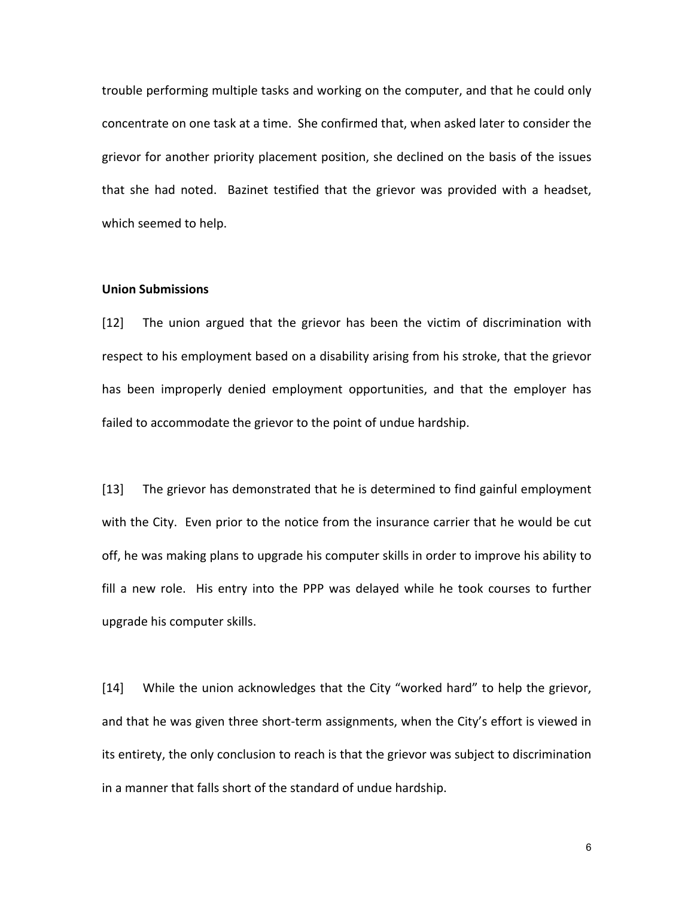trouble performing multiple tasks and working on the computer, and that he could only concentrate on one task at a time. She confirmed that, when asked later to consider the grievor for another priority placement position, she declined on the basis of the issues that she had noted. Bazinet testified that the grievor was provided with a headset, which seemed to help.

**Union Submissions**

[12] The union argued that the grievor has been the victim of discrimination with respect to his employment based on a disability arising from his stroke, that the grievor has been improperly denied employment opportunities, and that the employer has failed to accommodate the grievor to the point of undue hardship.

[13] The grievor has demonstrated that he is determined to find gainful employment with the City. Even prior to the notice from the insurance carrier that he would be cut off, he was making plans to upgrade his computer skills in order to improve his ability to fill a new role. His entry into the PPP was delayed while he took courses to further upgrade his computer skills.

[14] While the union acknowledges that the City "worked hard" to help the grievor, and that he was given three short-term assignments, when the City's effort is viewed in its entirety, the only conclusion to reach is that the grievor was subject to discrimination in a manner that falls short of the standard of undue hardship.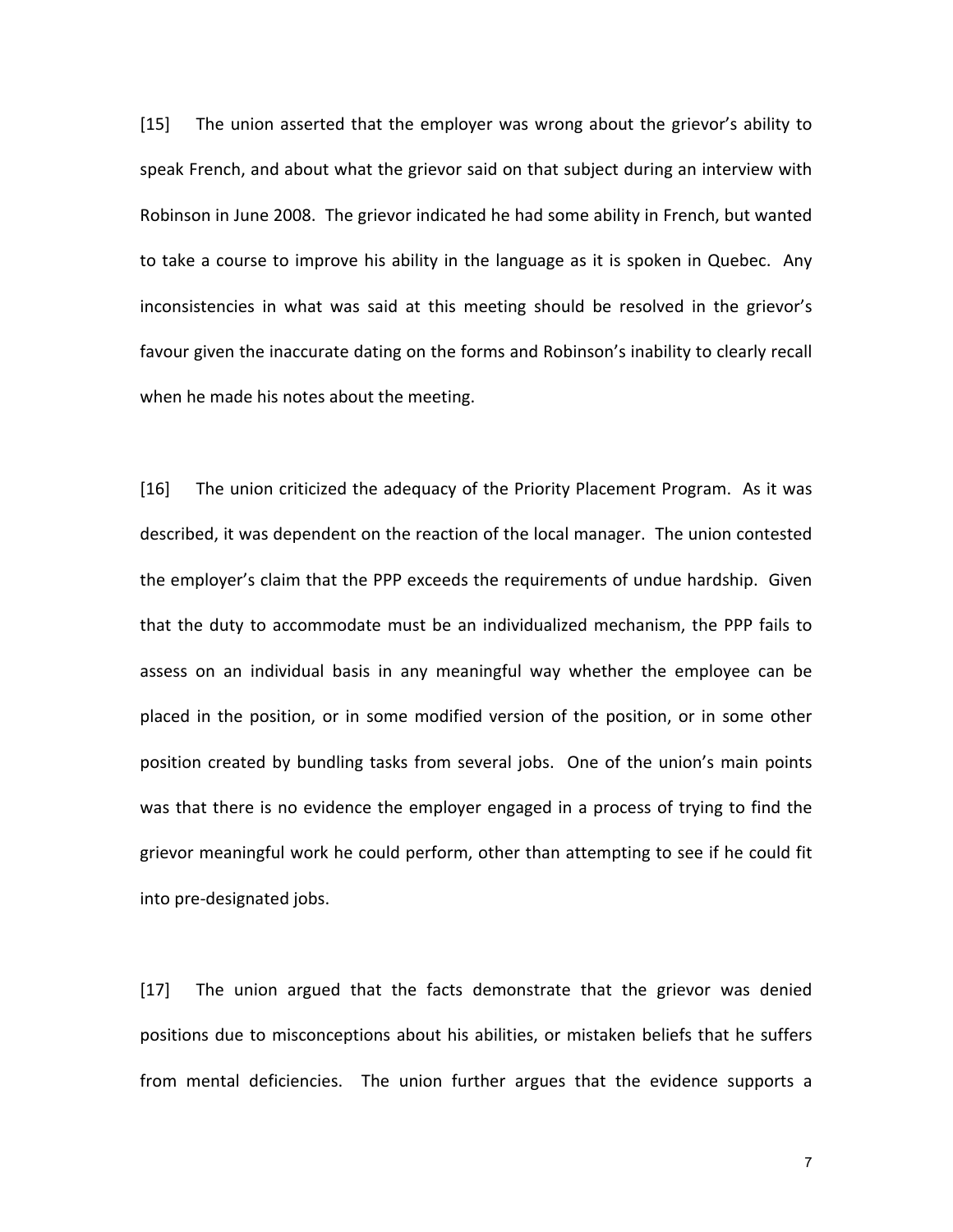[15] The union asserted that the employer was wrong about the grievor's ability to speak French, and about what the grievor said on that subject during an interview with Robinson in June 2008. The grievor indicated he had some ability in French, but wanted to take a course to improve his ability in the language as it is spoken in Quebec. Any inconsistencies in what was said at this meeting should be resolved in the grievor's favour given the inaccurate dating on the forms and Robinson's inability to clearly recall when he made his notes about the meeting.

[16] The union criticized the adequacy of the Priority Placement Program. As it was described, it was dependent on the reaction of the local manager. The union contested the employer's claim that the PPP exceeds the requirements of undue hardship. Given that the duty to accommodate must be an individualized mechanism, the PPP fails to assess on an individual basis in any meaningful way whether the employee can be placed in the position, or in some modified version of the position, or in some other position created by bundling tasks from several jobs. One of the union's main points was that there is no evidence the employer engaged in a process of trying to find the grievor meaningful work he could perform, other than attempting to see if he could fit into pre-designated jobs.

[17] The union argued that the facts demonstrate that the grievor was denied positions due to misconceptions about his abilities, or mistaken beliefs that he suffers from mental deficiencies. The union further argues that the evidence supports a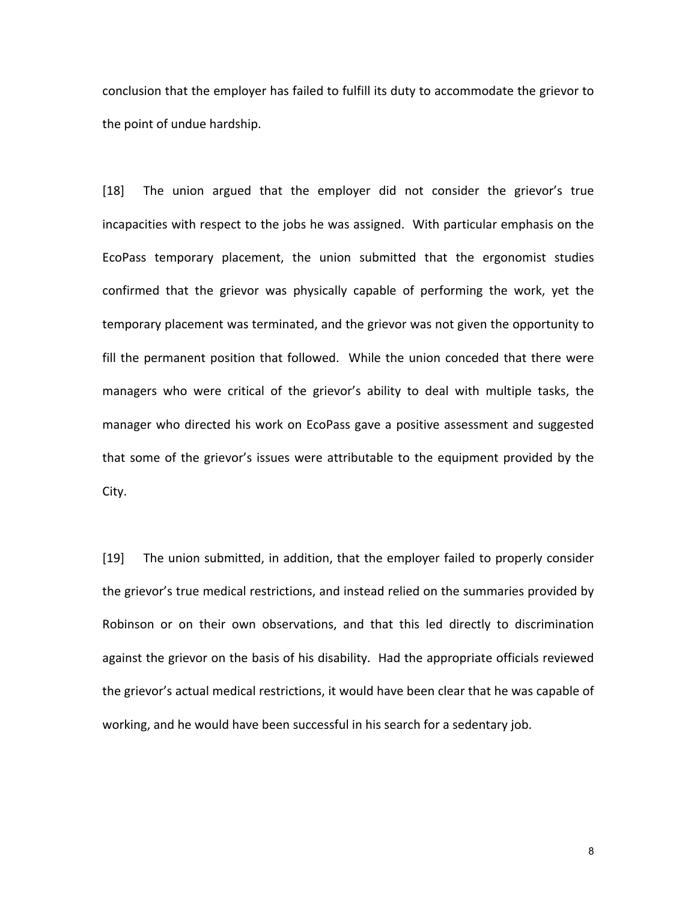conclusion that the employer has failed to fulfill its duty to accommodate the grievor to the point of undue hardship.

[18] The union argued that the employer did not consider the grievor's true incapacities with respect to the jobs he was assigned. With particular emphasis on the EcoPass temporary placement, the union submitted that the ergonomist studies confirmed that the grievor was physically capable of performing the work, yet the temporary placement was terminated, and the grievor was not given the opportunity to fill the permanent position that followed. While the union conceded that there were managers who were critical of the grievor's ability to deal with multiple tasks, the manager who directed his work on EcoPass gave a positive assessment and suggested that some of the grievor's issues were attributable to the equipment provided by the City.

[19] The union submitted, in addition, that the employer failed to properly consider the grievor's true medical restrictions, and instead relied on the summaries provided by Robinson or on their own observations, and that this led directly to discrimination against the grievor on the basis of his disability. Had the appropriate officials reviewed the grievor's actual medical restrictions, it would have been clear that he was capable of working, and he would have been successful in his search for a sedentary job.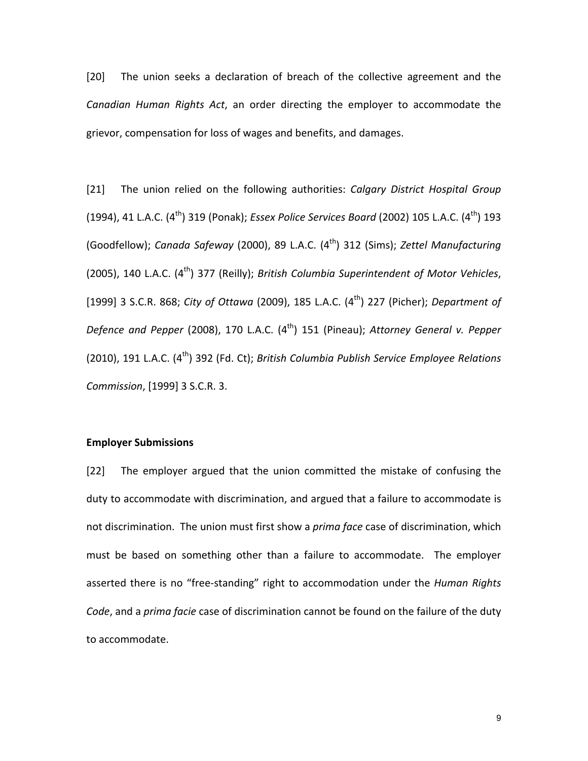[20] The union seeks a declaration of breach of the collective agreement and the *Canadian Human Rights Act*, an order directing the employer to accommodate the grievor, compensation for loss of wages and benefits, and damages.

[21] The union relied on the following authorities: *Calgary District Hospital Group* (1994), 41 L.A.C. (4th) 319 (Ponak); *Essex Police Services Board* (2002) 105 L.A.C. (4th) 193 (Goodfellow); *Canada Safeway* (2000), 89 L.A.C. (4th) 312 (Sims); *Zettel Manufacturing* (2005), 140 L.A.C. (4th) 377 (Reilly); *British Columbia Superintendent of Motor Vehicles*, [1999] 3 S.C.R. 868; *City of Ottawa* (2009), 185 L.A.C. (4th) 227 (Picher); *Department of Defence and Pepper* (2008), 170 L.A.C. (4th) 151 (Pineau); *Attorney General v. Pepper* (2010), 191 L.A.C. (4th) 392 (Fd. Ct); *British Columbia Publish Service Employee Relations Commission*, [1999] 3 S.C.R. 3.

**Employer Submissions**

[22] The employer argued that the union committed the mistake of confusing the duty to accommodate with discrimination, and argued that a failure to accommodate is not discrimination. The union must first show a *prima face* case of discrimination, which must be based on something other than a failure to accommodate. The employer asserted there is no "free-standing" right to accommodation under the *Human Rights Code*, and a *prima facie* case of discrimination cannot be found on the failure of the duty to accommodate.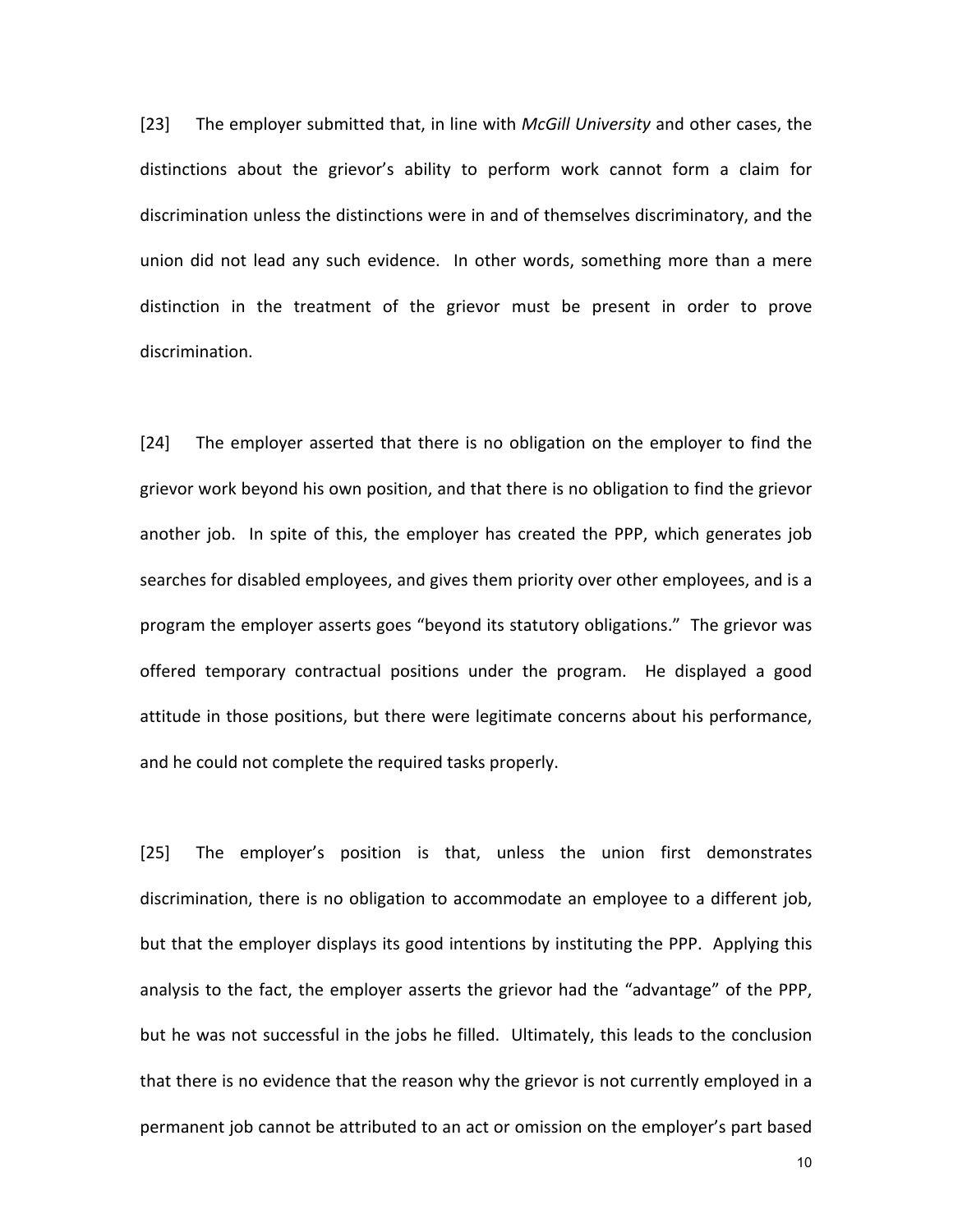[23] The employer submitted that, in line with *McGill University* and other cases, the distinctions about the grievor's ability to perform work cannot form a claim for discrimination unless the distinctions were in and of themselves discriminatory, and the union did not lead any such evidence. In other words, something more than a mere distinction in the treatment of the grievor must be present in order to prove discrimination.

[24] The employer asserted that there is no obligation on the employer to find the grievor work beyond his own position, and that there is no obligation to find the grievor another job. In spite of this, the employer has created the PPP, which generates job searches for disabled employees, and gives them priority over other employees, and is a program the employer asserts goes "beyond its statutory obligations." The grievor was offered temporary contractual positions under the program. He displayed a good attitude in those positions, but there were legitimate concerns about his performance, and he could not complete the required tasks properly.

[25] The employer's position is that, unless the union first demonstrates discrimination, there is no obligation to accommodate an employee to a different job, but that the employer displays its good intentions by instituting the PPP. Applying this analysis to the fact, the employer asserts the grievor had the "advantage" of the PPP, but he was not successful in the jobs he filled. Ultimately, this leads to the conclusion that there is no evidence that the reason why the grievor is not currently employed in a permanent job cannot be attributed to an act or omission on the employer's part based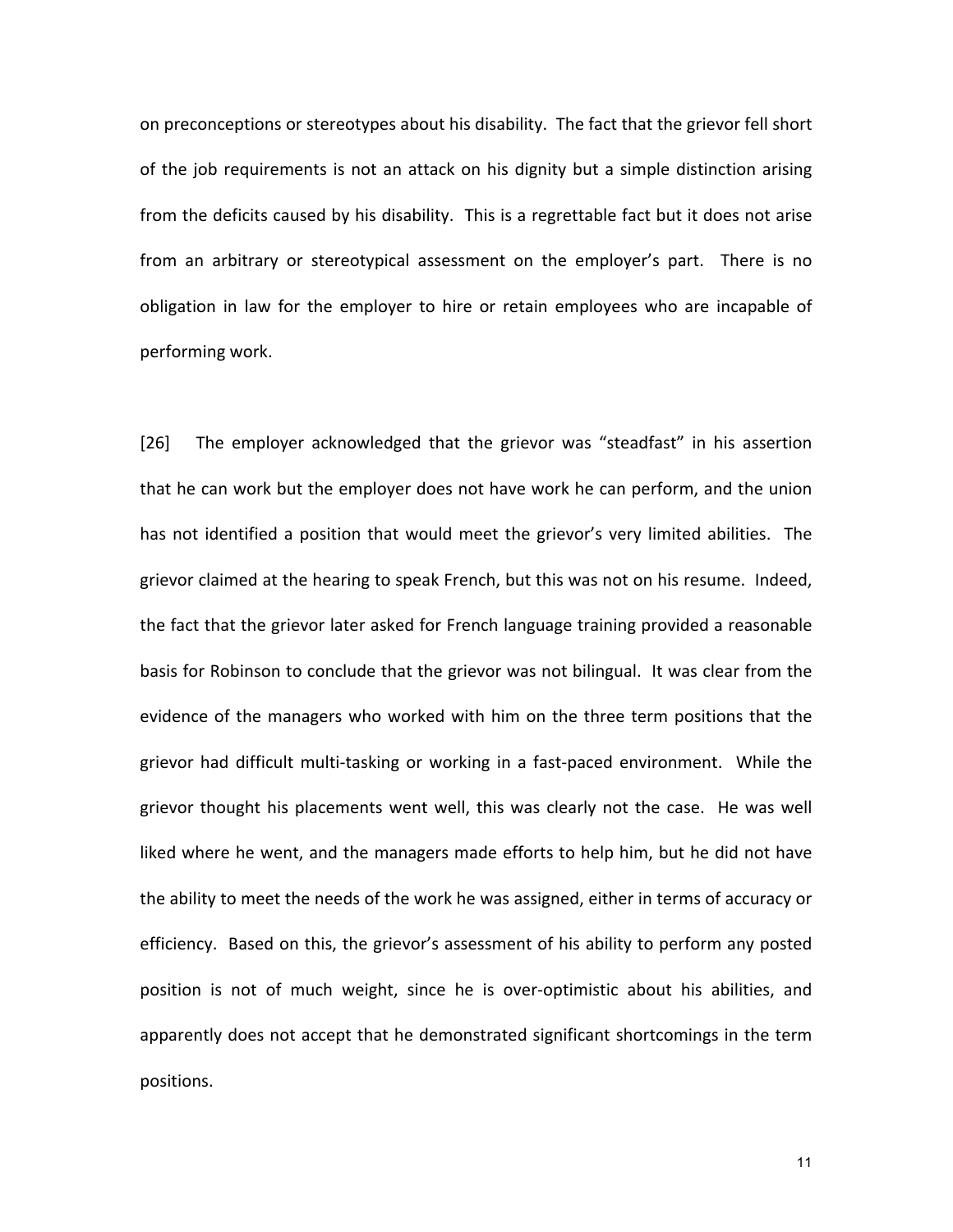on preconceptions or stereotypes about his disability. The fact that the grievor fell short of the job requirements is not an attack on his dignity but a simple distinction arising from the deficits caused by his disability. This is a regrettable fact but it does not arise from an arbitrary or stereotypical assessment on the employer's part. There is no obligation in law for the employer to hire or retain employees who are incapable of performing work.

[26] The employer acknowledged that the grievor was "steadfast" in his assertion that he can work but the employer does not have work he can perform, and the union has not identified a position that would meet the grievor's very limited abilities. The grievor claimed at the hearing to speak French, but this was not on his resume. Indeed, the fact that the grievor later asked for French language training provided a reasonable basis for Robinson to conclude that the grievor was not bilingual. It was clear from the evidence of the managers who worked with him on the three term positions that the grievor had difficult multi-tasking or working in a fast-paced environment. While the grievor thought his placements went well, this was clearly not the case. He was well liked where he went, and the managers made efforts to help him, but he did not have the ability to meet the needs of the work he was assigned, either in terms of accuracy or efficiency. Based on this, the grievor's assessment of his ability to perform any posted position is not of much weight, since he is over-optimistic about his abilities, and apparently does not accept that he demonstrated significant shortcomings in the term positions.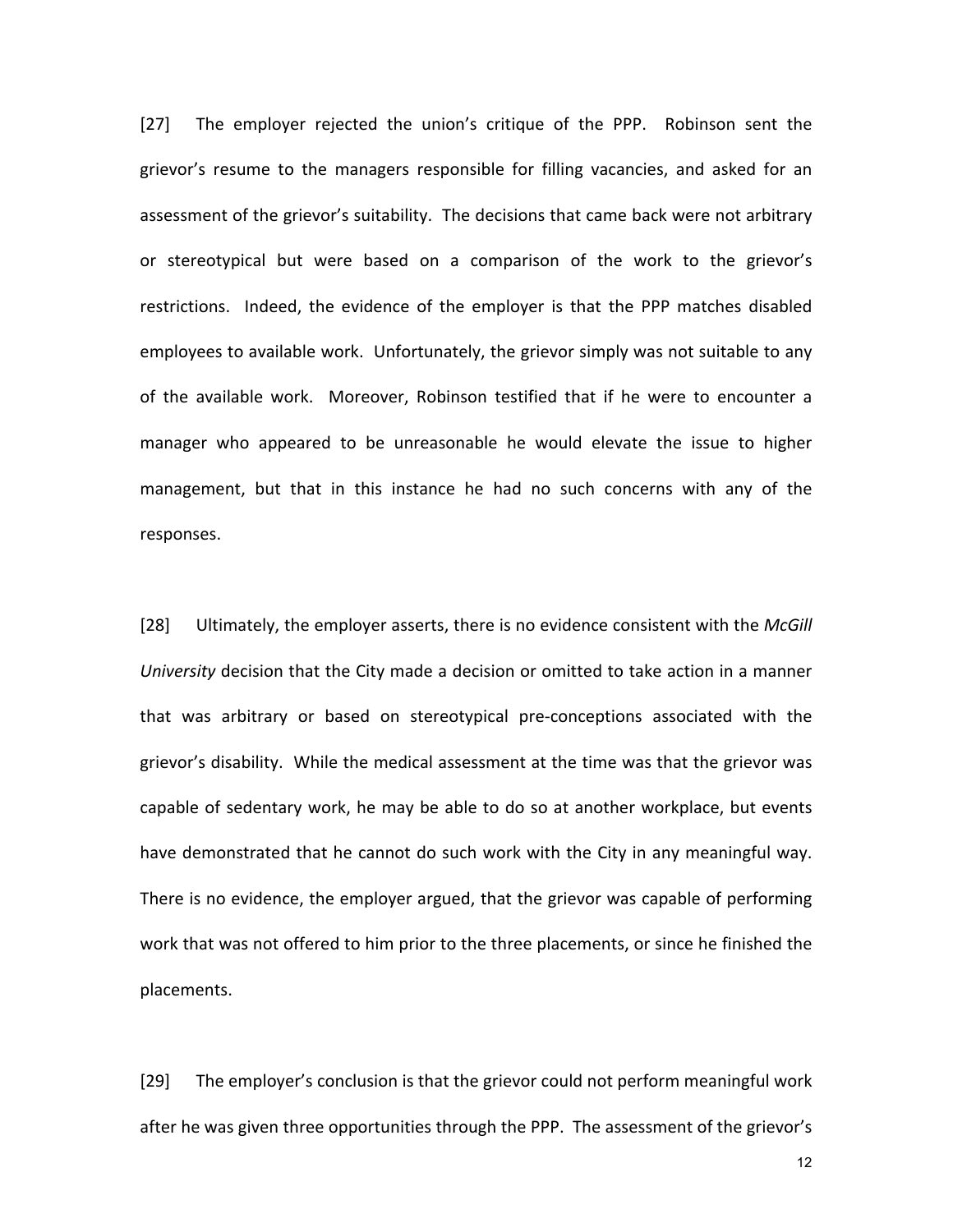[27] The employer rejected the union's critique of the PPP. Robinson sent the grievor's resume to the managers responsible for filling vacancies, and asked for an assessment of the grievor's suitability. The decisions that came back were not arbitrary or stereotypical but were based on a comparison of the work to the grievor's restrictions. Indeed, the evidence of the employer is that the PPP matches disabled employees to available work. Unfortunately, the grievor simply was not suitable to any of the available work. Moreover, Robinson testified that if he were to encounter a manager who appeared to be unreasonable he would elevate the issue to higher management, but that in this instance he had no such concerns with any of the responses.

[28] Ultimately, the employer asserts, there is no evidence consistent with the *McGill University* decision that the City made a decision or omitted to take action in a manner that was arbitrary or based on stereotypical pre-conceptions associated with the grievor's disability. While the medical assessment at the time was that the grievor was capable of sedentary work, he may be able to do so at another workplace, but events have demonstrated that he cannot do such work with the City in any meaningful way. There is no evidence, the employer argued, that the grievor was capable of performing work that was not offered to him prior to the three placements, or since he finished the placements.

[29] The employer's conclusion is that the grievor could not perform meaningful work after he was given three opportunities through the PPP. The assessment of the grievor's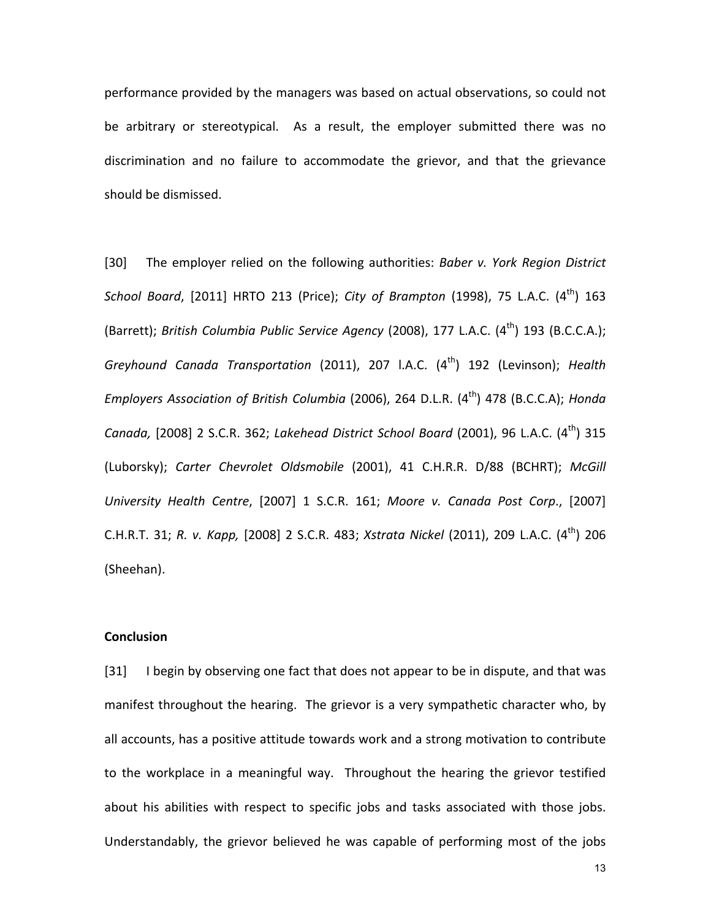performance provided by the managers was based on actual observations, so could not be arbitrary or stereotypical. As a result, the employer submitted there was no discrimination and no failure to accommodate the grievor, and that the grievance should be dismissed.

[30] The employer relied on the following authorities: *Baber v. York Region District School Board*, [2011] HRTO 213 (Price); *City of Brampton* (1998), 75 L.A.C. (4th) 163 (Barrett); *British Columbia Public Service Agency* (2008), 177 L.A.C. (4th) 193 (B.C.C.A.); *Greyhound Canada Transportation* (2011), 207 l.A.C. (4th) 192 (Levinson); *Health Employers Association of British Columbia* (2006), 264 D.L.R. (4th) 478 (B.C.C.A); *Honda Canada,* [2008] 2 S.C.R. 362; *Lakehead District School Board* (2001), 96 L.A.C. (4th) 315 (Luborsky); *Carter Chevrolet Oldsmobile* (2001), 41 C.H.R.R. D/88 (BCHRT); *McGill University Health Centre*, [2007] 1 S.C.R. 161; *Moore v. Canada Post Corp*., [2007] C.H.R.T. 31; *R. v. Kapp,* [2008] 2 S.C.R. 483; *Xstrata Nickel* (2011), 209 L.A.C. (4th) 206 (Sheehan).

**Conclusion**

[31] I begin by observing one fact that does not appear to be in dispute, and that was manifest throughout the hearing. The grievor is a very sympathetic character who, by all accounts, has a positive attitude towards work and a strong motivation to contribute to the workplace in a meaningful way. Throughout the hearing the grievor testified about his abilities with respect to specific jobs and tasks associated with those jobs. Understandably, the grievor believed he was capable of performing most of the jobs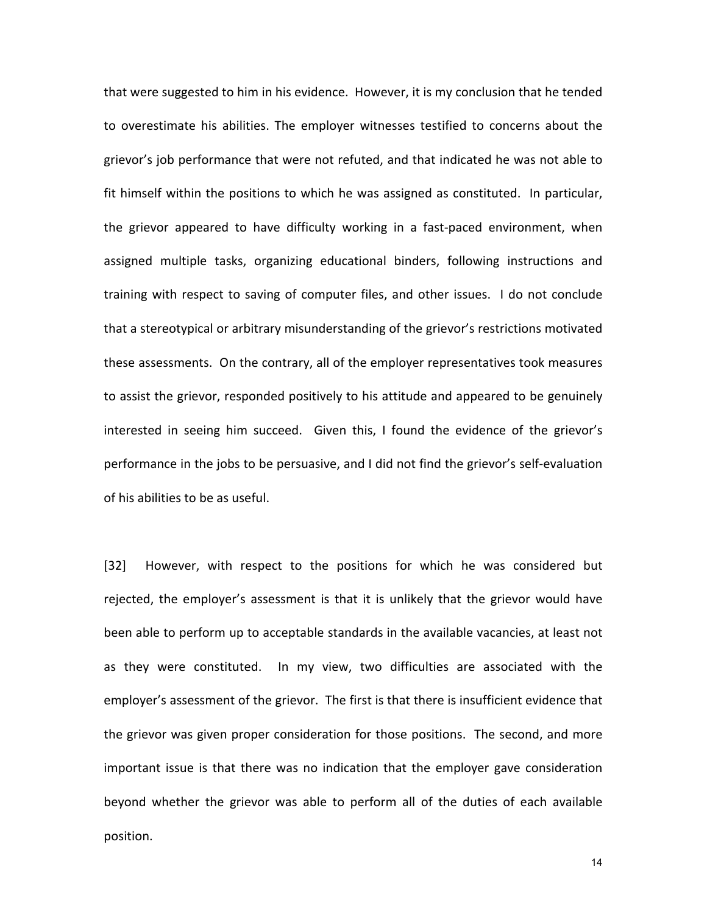that were suggested to him in his evidence. However, it is my conclusion that he tended to overestimate his abilities. The employer witnesses testified to concerns about the grievor's job performance that were not refuted, and that indicated he was not able to fit himself within the positions to which he was assigned as constituted. In particular, the grievor appeared to have difficulty working in a fast-paced environment, when assigned multiple tasks, organizing educational binders, following instructions and training with respect to saving of computer files, and other issues. I do not conclude that a stereotypical or arbitrary misunderstanding of the grievor's restrictions motivated these assessments. On the contrary, all of the employer representatives took measures to assist the grievor, responded positively to his attitude and appeared to be genuinely interested in seeing him succeed. Given this, I found the evidence of the grievor's performance in the jobs to be persuasive, and I did not find the grievor's self-evaluation of his abilities to be as useful.

[32] However, with respect to the positions for which he was considered but rejected, the employer's assessment is that it is unlikely that the grievor would have been able to perform up to acceptable standards in the available vacancies, at least not as they were constituted. In my view, two difficulties are associated with the employer's assessment of the grievor. The first is that there is insufficient evidence that the grievor was given proper consideration for those positions. The second, and more important issue is that there was no indication that the employer gave consideration beyond whether the grievor was able to perform all of the duties of each available position.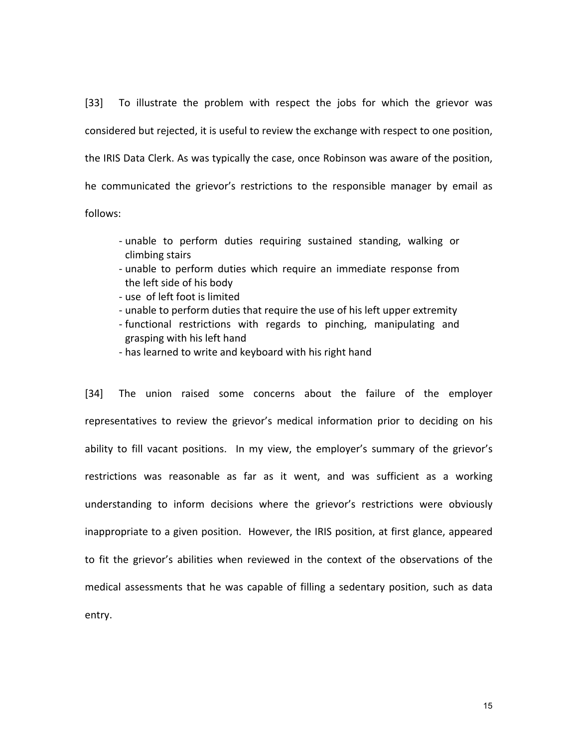[33] To illustrate the problem with respect the jobs for which the grievor was considered but rejected, it is useful to review the exchange with respect to one position, the IRIS Data Clerk. As was typically the case, once Robinson was aware of the position, he communicated the grievor's restrictions to the responsible manager by email as follows:

> - unable to perform duties requiring sustained standing, walking or climbing stairs
> - unable to perform duties which require an immediate response from the left side of his body
> - use of left foot is limited
> - unable to perform duties that require the use of his left upper extremity
> - functional restrictions with regards to pinching, manipulating and grasping with his left hand
> - has learned to write and keyboard with his right hand

[34] The union raised some concerns about the failure of the employer representatives to review the grievor's medical information prior to deciding on his ability to fill vacant positions. In my view, the employer's summary of the grievor's restrictions was reasonable as far as it went, and was sufficient as a working understanding to inform decisions where the grievor's restrictions were obviously inappropriate to a given position. However, the IRIS position, at first glance, appeared to fit the grievor's abilities when reviewed in the context of the observations of the medical assessments that he was capable of filling a sedentary position, such as data entry.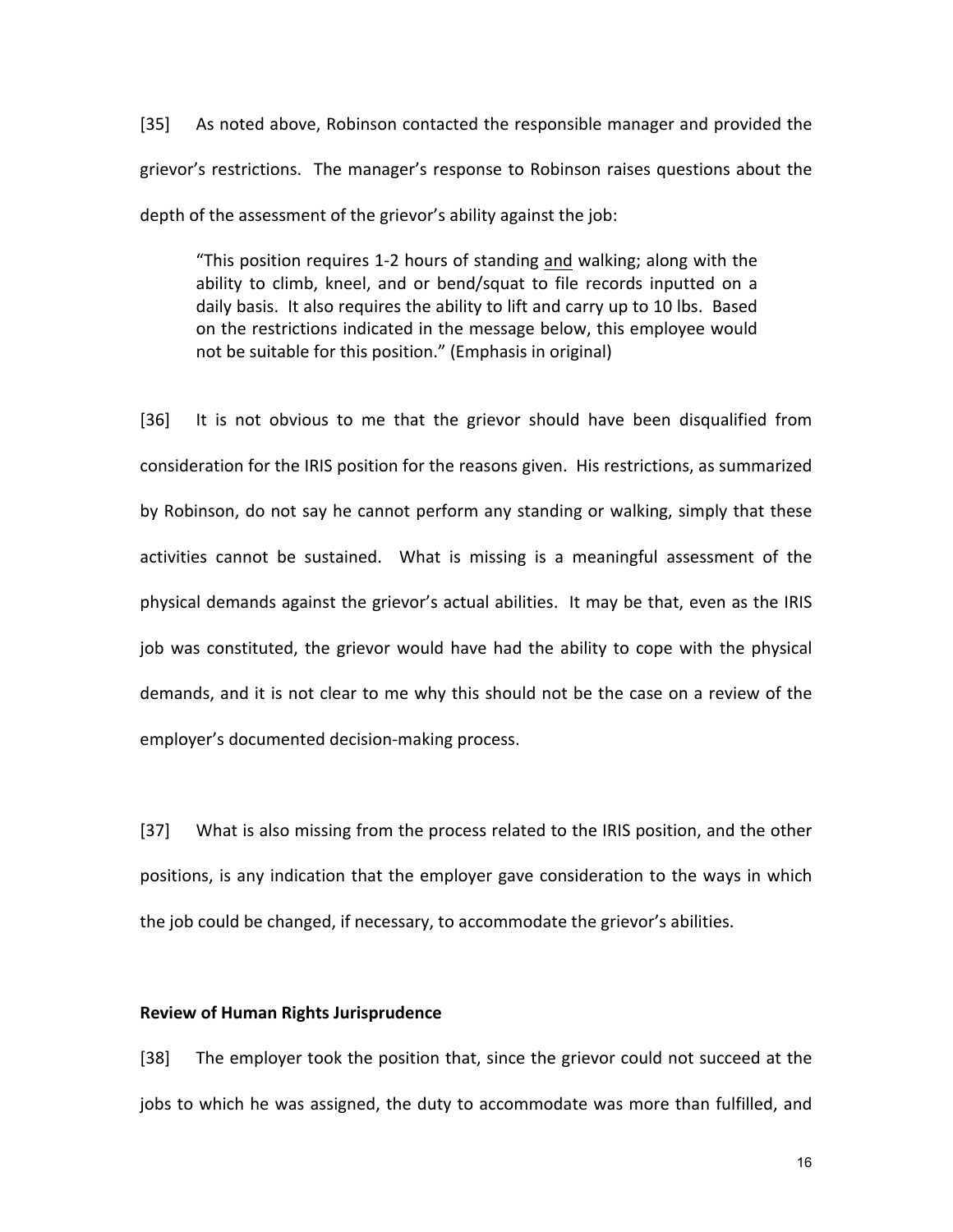[35] As noted above, Robinson contacted the responsible manager and provided the grievor's restrictions. The manager's response to Robinson raises questions about the depth of the assessment of the grievor's ability against the job:

> "This position requires 1-2 hours of standing <u>and</u> walking; along with the ability to climb, kneel, and or bend/squat to file records inputted on a daily basis. It also requires the ability to lift and carry up to 10 lbs. Based on the restrictions indicated in the message below, this employee would not be suitable for this position." (Emphasis in original)

[36] It is not obvious to me that the grievor should have been disqualified from consideration for the IRIS position for the reasons given. His restrictions, as summarized by Robinson, do not say he cannot perform any standing or walking, simply that these activities cannot be sustained. What is missing is a meaningful assessment of the physical demands against the grievor's actual abilities. It may be that, even as the IRIS job was constituted, the grievor would have had the ability to cope with the physical demands, and it is not clear to me why this should not be the case on a review of the employer's documented decision-making process.

[37] What is also missing from the process related to the IRIS position, and the other positions, is any indication that the employer gave consideration to the ways in which the job could be changed, if necessary, to accommodate the grievor's abilities.

**Review of Human Rights Jurisprudence**

[38] The employer took the position that, since the grievor could not succeed at the jobs to which he was assigned, the duty to accommodate was more than fulfilled, and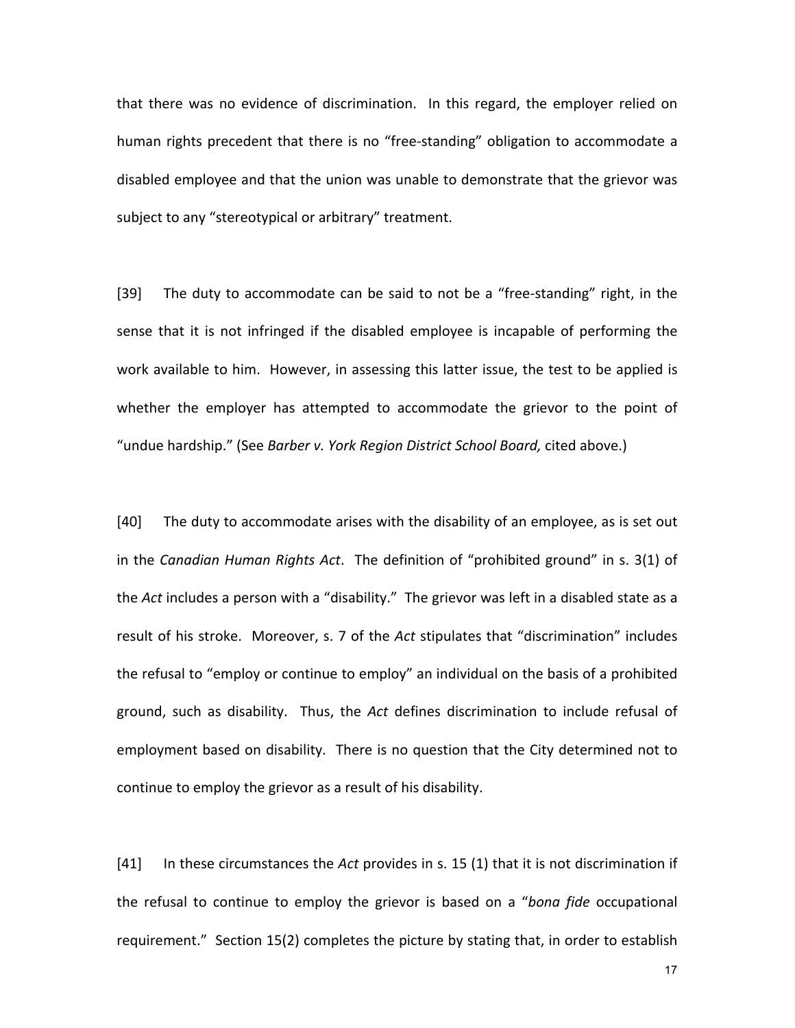that there was no evidence of discrimination. In this regard, the employer relied on human rights precedent that there is no "free-standing" obligation to accommodate a disabled employee and that the union was unable to demonstrate that the grievor was subject to any "stereotypical or arbitrary" treatment.

[39] The duty to accommodate can be said to not be a "free-standing" right, in the sense that it is not infringed if the disabled employee is incapable of performing the work available to him. However, in assessing this latter issue, the test to be applied is whether the employer has attempted to accommodate the grievor to the point of "undue hardship." (See *Barber v. York Region District School Board,* cited above.)

[40] The duty to accommodate arises with the disability of an employee, as is set out in the *Canadian Human Rights Act*. The definition of "prohibited ground" in s. 3(1) of the *Act* includes a person with a "disability." The grievor was left in a disabled state as a result of his stroke. Moreover, s. 7 of the *Act* stipulates that "discrimination" includes the refusal to "employ or continue to employ" an individual on the basis of a prohibited ground, such as disability. Thus, the *Act* defines discrimination to include refusal of employment based on disability. There is no question that the City determined not to continue to employ the grievor as a result of his disability.

[41] In these circumstances the *Act* provides in s. 15 (1) that it is not discrimination if the refusal to continue to employ the grievor is based on a "*bona fide* occupational requirement." Section 15(2) completes the picture by stating that, in order to establish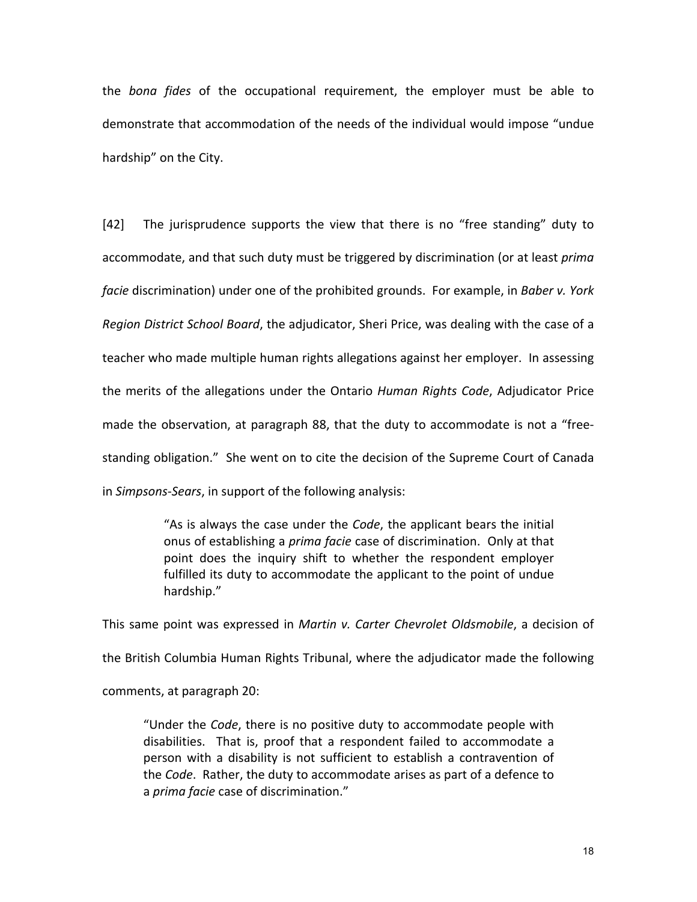the *bona fides* of the occupational requirement, the employer must be able to demonstrate that accommodation of the needs of the individual would impose "undue hardship" on the City.

[42] The jurisprudence supports the view that there is no "free standing" duty to accommodate, and that such duty must be triggered by discrimination (or at least *prima facie* discrimination) under one of the prohibited grounds. For example, in *Baber v. York Region District School Board*, the adjudicator, Sheri Price, was dealing with the case of a teacher who made multiple human rights allegations against her employer. In assessing the merits of the allegations under the Ontario *Human Rights Code*, Adjudicator Price made the observation, at paragraph 88, that the duty to accommodate is not a "free-standing obligation." She went on to cite the decision of the Supreme Court of Canada in *Simpsons-Sears*, in support of the following analysis:

> "As is always the case under the *Code*, the applicant bears the initial onus of establishing a *prima facie* case of discrimination. Only at that point does the inquiry shift to whether the respondent employer fulfilled its duty to accommodate the applicant to the point of undue hardship."

This same point was expressed in *Martin v. Carter Chevrolet Oldsmobile*, a decision of the British Columbia Human Rights Tribunal, where the adjudicator made the following comments, at paragraph 20:

> "Under the *Code*, there is no positive duty to accommodate people with disabilities. That is, proof that a respondent failed to accommodate a person with a disability is not sufficient to establish a contravention of the *Code*. Rather, the duty to accommodate arises as part of a defence to a *prima facie* case of discrimination."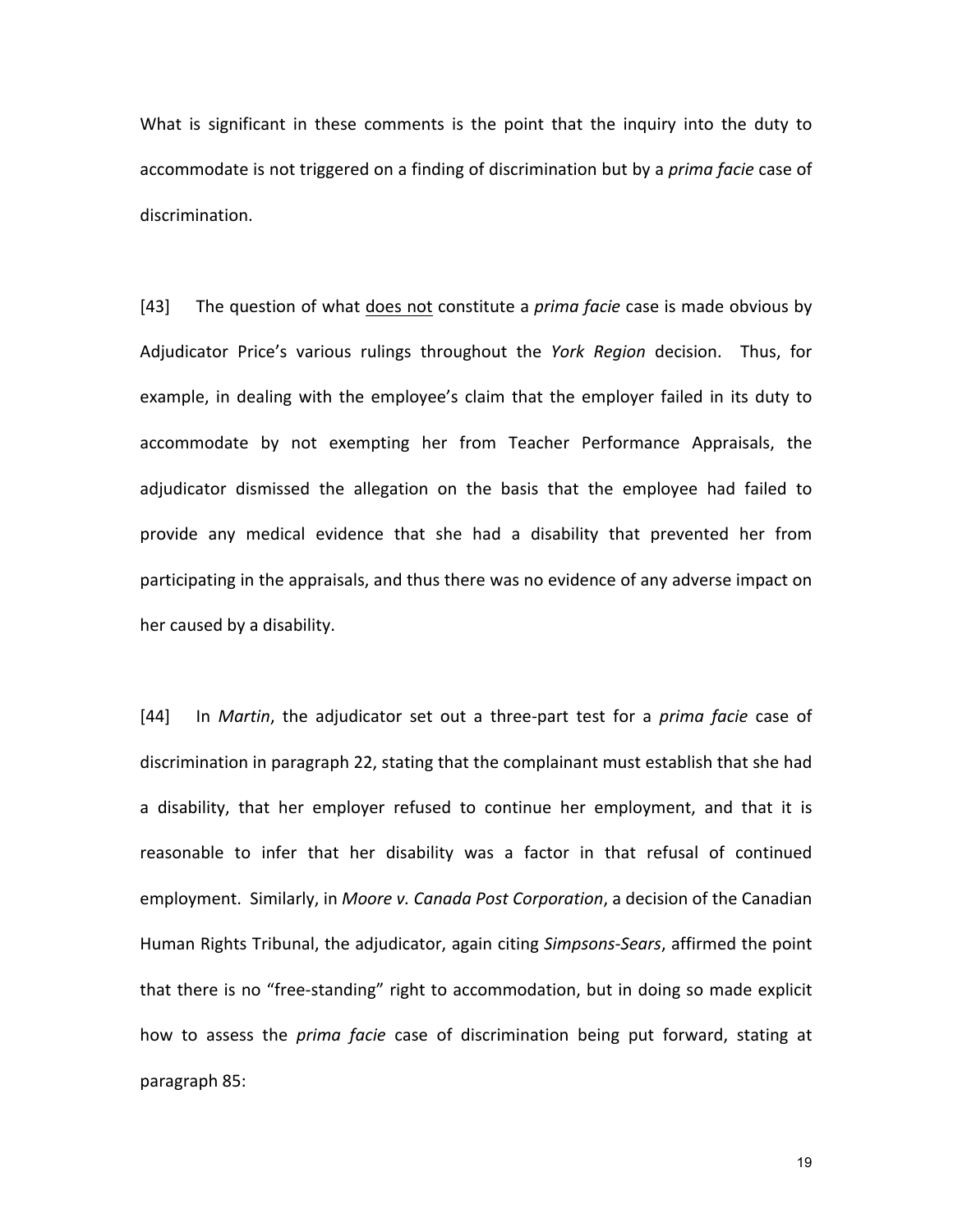What is significant in these comments is the point that the inquiry into the duty to accommodate is not triggered on a finding of discrimination but by a *prima facie* case of discrimination.

[43] The question of what <u>does not</u> constitute a *prima facie* case is made obvious by Adjudicator Price's various rulings throughout the *York Region* decision. Thus, for example, in dealing with the employee's claim that the employer failed in its duty to accommodate by not exempting her from Teacher Performance Appraisals, the adjudicator dismissed the allegation on the basis that the employee had failed to provide any medical evidence that she had a disability that prevented her from participating in the appraisals, and thus there was no evidence of any adverse impact on her caused by a disability.

[44] In *Martin*, the adjudicator set out a three-part test for a *prima facie* case of discrimination in paragraph 22, stating that the complainant must establish that she had a disability, that her employer refused to continue her employment, and that it is reasonable to infer that her disability was a factor in that refusal of continued employment. Similarly, in *Moore v. Canada Post Corporation*, a decision of the Canadian Human Rights Tribunal, the adjudicator, again citing *Simpsons-Sears*, affirmed the point that there is no "free-standing" right to accommodation, but in doing so made explicit how to assess the *prima facie* case of discrimination being put forward, stating at paragraph 85: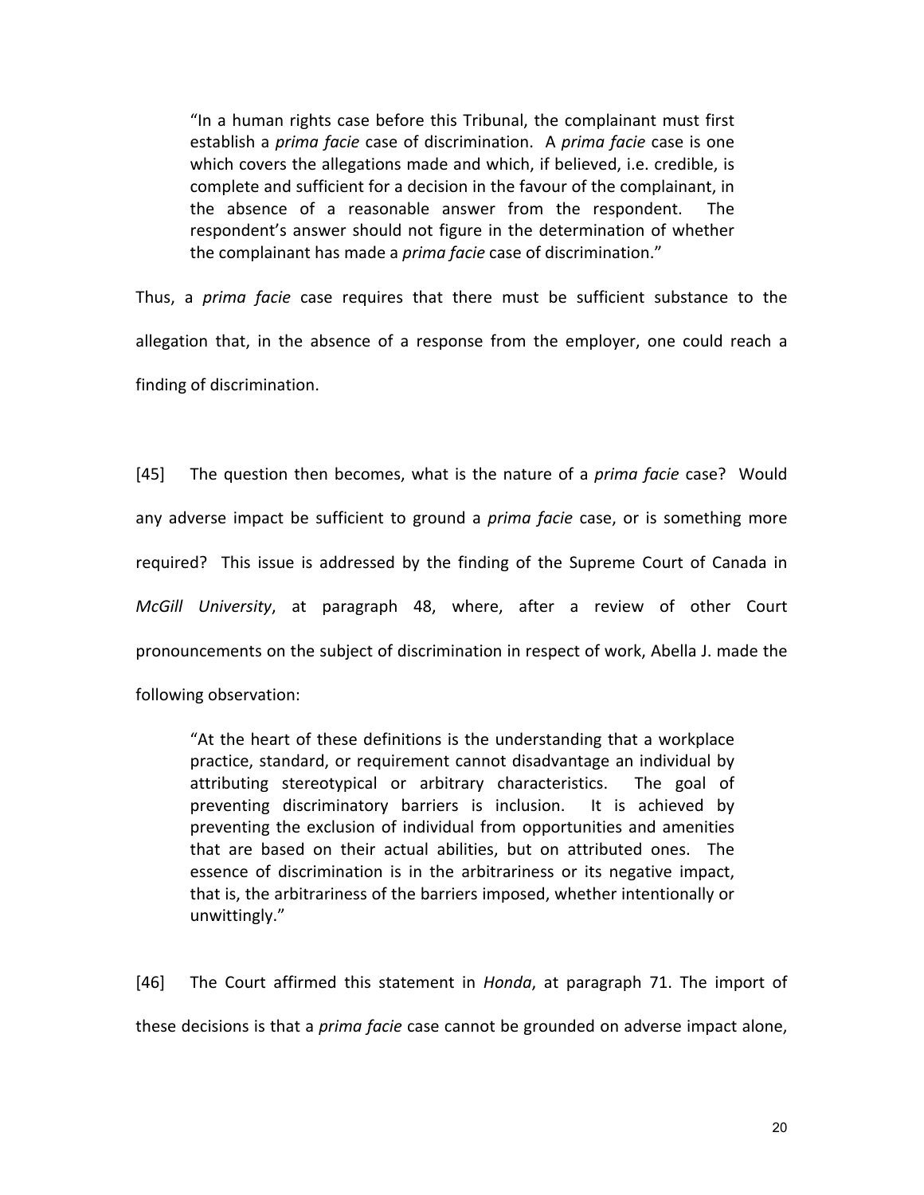> "In a human rights case before this Tribunal, the complainant must first establish a *prima facie* case of discrimination. A *prima facie* case is one which covers the allegations made and which, if believed, i.e. credible, is complete and sufficient for a decision in the favour of the complainant, in the absence of a reasonable answer from the respondent. The respondent's answer should not figure in the determination of whether the complainant has made a *prima facie* case of discrimination."

Thus, a *prima facie* case requires that there must be sufficient substance to the allegation that, in the absence of a response from the employer, one could reach a finding of discrimination.

[45] The question then becomes, what is the nature of a *prima facie* case? Would any adverse impact be sufficient to ground a *prima facie* case, or is something more required? This issue is addressed by the finding of the Supreme Court of Canada in *McGill University*, at paragraph 48, where, after a review of other Court pronouncements on the subject of discrimination in respect of work, Abella J. made the following observation:

> "At the heart of these definitions is the understanding that a workplace practice, standard, or requirement cannot disadvantage an individual by attributing stereotypical or arbitrary characteristics. The goal of preventing discriminatory barriers is inclusion. It is achieved by preventing the exclusion of individual from opportunities and amenities that are based on their actual abilities, but on attributed ones. The essence of discrimination is in the arbitrariness or its negative impact, that is, the arbitrariness of the barriers imposed, whether intentionally or unwittingly."

[46] The Court affirmed this statement in *Honda*, at paragraph 71. The import of these decisions is that a *prima facie* case cannot be grounded on adverse impact alone,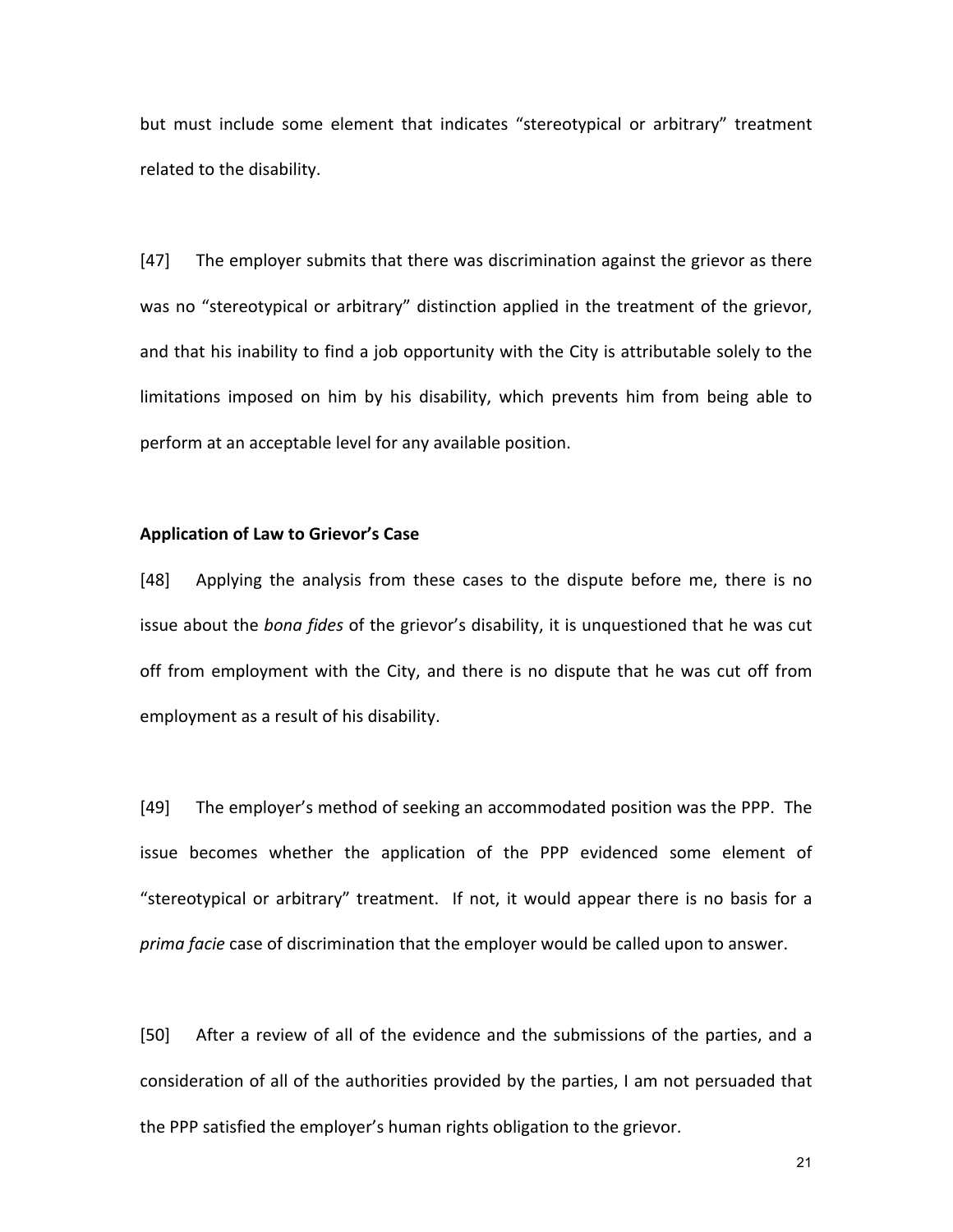but must include some element that indicates "stereotypical or arbitrary" treatment related to the disability.

[47] The employer submits that there was discrimination against the grievor as there was no "stereotypical or arbitrary" distinction applied in the treatment of the grievor, and that his inability to find a job opportunity with the City is attributable solely to the limitations imposed on him by his disability, which prevents him from being able to perform at an acceptable level for any available position.

**Application of Law to Grievor's Case**

[48] Applying the analysis from these cases to the dispute before me, there is no issue about the *bona fides* of the grievor's disability, it is unquestioned that he was cut off from employment with the City, and there is no dispute that he was cut off from employment as a result of his disability.

[49] The employer's method of seeking an accommodated position was the PPP. The issue becomes whether the application of the PPP evidenced some element of "stereotypical or arbitrary" treatment. If not, it would appear there is no basis for a *prima facie* case of discrimination that the employer would be called upon to answer.

[50] After a review of all of the evidence and the submissions of the parties, and a consideration of all of the authorities provided by the parties, I am not persuaded that the PPP satisfied the employer's human rights obligation to the grievor.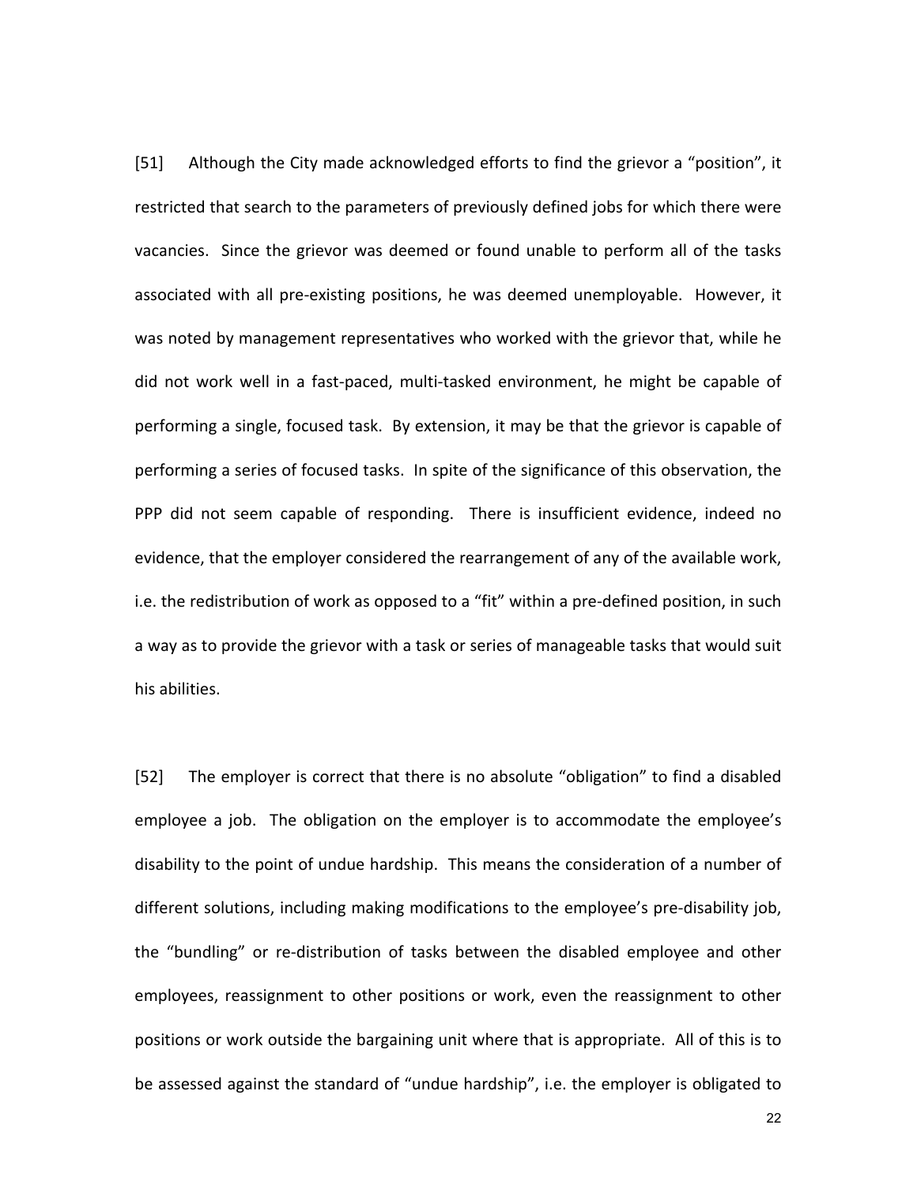[51] Although the City made acknowledged efforts to find the grievor a "position", it restricted that search to the parameters of previously defined jobs for which there were vacancies. Since the grievor was deemed or found unable to perform all of the tasks associated with all pre-existing positions, he was deemed unemployable. However, it was noted by management representatives who worked with the grievor that, while he did not work well in a fast-paced, multi-tasked environment, he might be capable of performing a single, focused task. By extension, it may be that the grievor is capable of performing a series of focused tasks. In spite of the significance of this observation, the PPP did not seem capable of responding. There is insufficient evidence, indeed no evidence, that the employer considered the rearrangement of any of the available work, i.e. the redistribution of work as opposed to a "fit" within a pre-defined position, in such a way as to provide the grievor with a task or series of manageable tasks that would suit his abilities.

[52] The employer is correct that there is no absolute "obligation" to find a disabled employee a job. The obligation on the employer is to accommodate the employee's disability to the point of undue hardship. This means the consideration of a number of different solutions, including making modifications to the employee's pre-disability job, the "bundling" or re-distribution of tasks between the disabled employee and other employees, reassignment to other positions or work, even the reassignment to other positions or work outside the bargaining unit where that is appropriate. All of this is to be assessed against the standard of "undue hardship", i.e. the employer is obligated to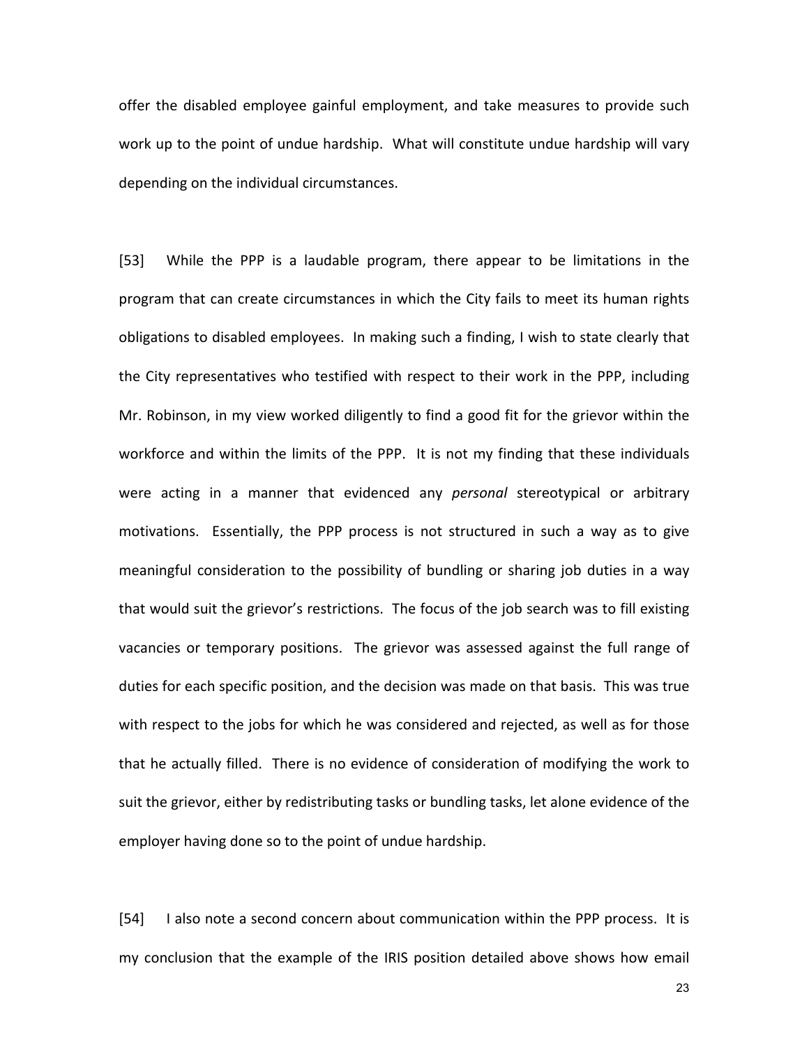offer the disabled employee gainful employment, and take measures to provide such work up to the point of undue hardship. What will constitute undue hardship will vary depending on the individual circumstances.

[53] While the PPP is a laudable program, there appear to be limitations in the program that can create circumstances in which the City fails to meet its human rights obligations to disabled employees. In making such a finding, I wish to state clearly that the City representatives who testified with respect to their work in the PPP, including Mr. Robinson, in my view worked diligently to find a good fit for the grievor within the workforce and within the limits of the PPP. It is not my finding that these individuals were acting in a manner that evidenced any *personal* stereotypical or arbitrary motivations. Essentially, the PPP process is not structured in such a way as to give meaningful consideration to the possibility of bundling or sharing job duties in a way that would suit the grievor's restrictions. The focus of the job search was to fill existing vacancies or temporary positions. The grievor was assessed against the full range of duties for each specific position, and the decision was made on that basis. This was true with respect to the jobs for which he was considered and rejected, as well as for those that he actually filled. There is no evidence of consideration of modifying the work to suit the grievor, either by redistributing tasks or bundling tasks, let alone evidence of the employer having done so to the point of undue hardship.

[54] I also note a second concern about communication within the PPP process. It is my conclusion that the example of the IRIS position detailed above shows how email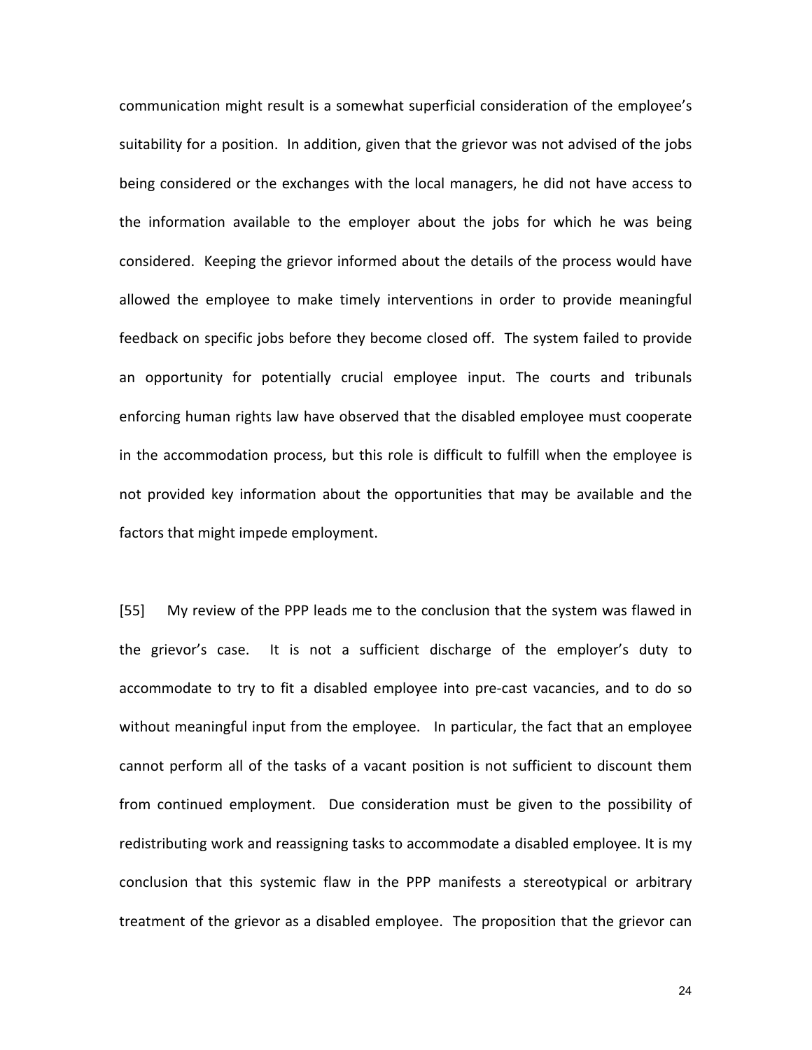communication might result is a somewhat superficial consideration of the employee's suitability for a position. In addition, given that the grievor was not advised of the jobs being considered or the exchanges with the local managers, he did not have access to the information available to the employer about the jobs for which he was being considered. Keeping the grievor informed about the details of the process would have allowed the employee to make timely interventions in order to provide meaningful feedback on specific jobs before they become closed off. The system failed to provide an opportunity for potentially crucial employee input. The courts and tribunals enforcing human rights law have observed that the disabled employee must cooperate in the accommodation process, but this role is difficult to fulfill when the employee is not provided key information about the opportunities that may be available and the factors that might impede employment.

[55] My review of the PPP leads me to the conclusion that the system was flawed in the grievor's case. It is not a sufficient discharge of the employer's duty to accommodate to try to fit a disabled employee into pre-cast vacancies, and to do so without meaningful input from the employee. In particular, the fact that an employee cannot perform all of the tasks of a vacant position is not sufficient to discount them from continued employment. Due consideration must be given to the possibility of redistributing work and reassigning tasks to accommodate a disabled employee. It is my conclusion that this systemic flaw in the PPP manifests a stereotypical or arbitrary treatment of the grievor as a disabled employee. The proposition that the grievor can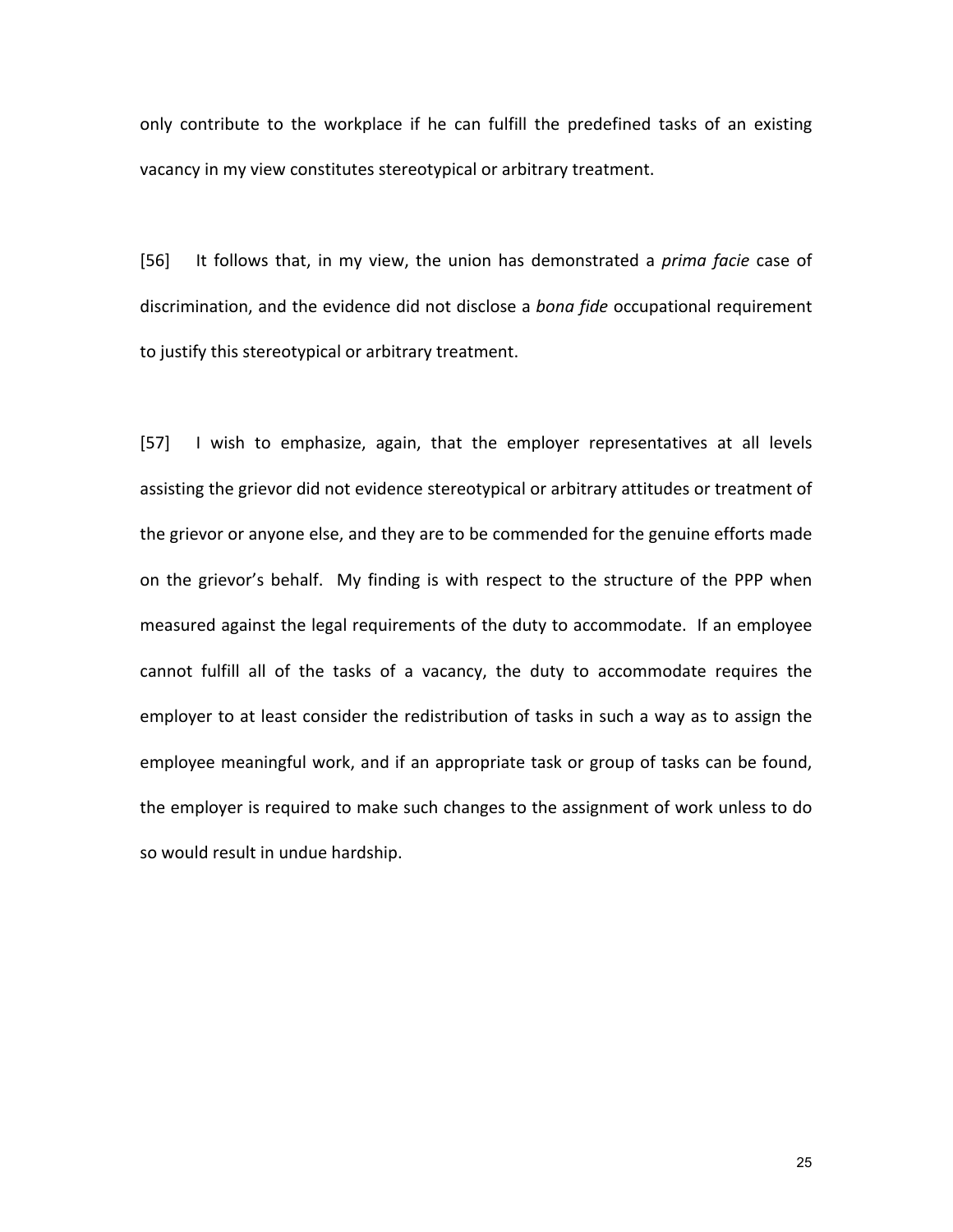only contribute to the workplace if he can fulfill the predefined tasks of an existing vacancy in my view constitutes stereotypical or arbitrary treatment.

[56] It follows that, in my view, the union has demonstrated a *prima facie* case of discrimination, and the evidence did not disclose a *bona fide* occupational requirement to justify this stereotypical or arbitrary treatment.

[57] I wish to emphasize, again, that the employer representatives at all levels assisting the grievor did not evidence stereotypical or arbitrary attitudes or treatment of the grievor or anyone else, and they are to be commended for the genuine efforts made on the grievor's behalf. My finding is with respect to the structure of the PPP when measured against the legal requirements of the duty to accommodate. If an employee cannot fulfill all of the tasks of a vacancy, the duty to accommodate requires the employer to at least consider the redistribution of tasks in such a way as to assign the employee meaningful work, and if an appropriate task or group of tasks can be found, the employer is required to make such changes to the assignment of work unless to do so would result in undue hardship.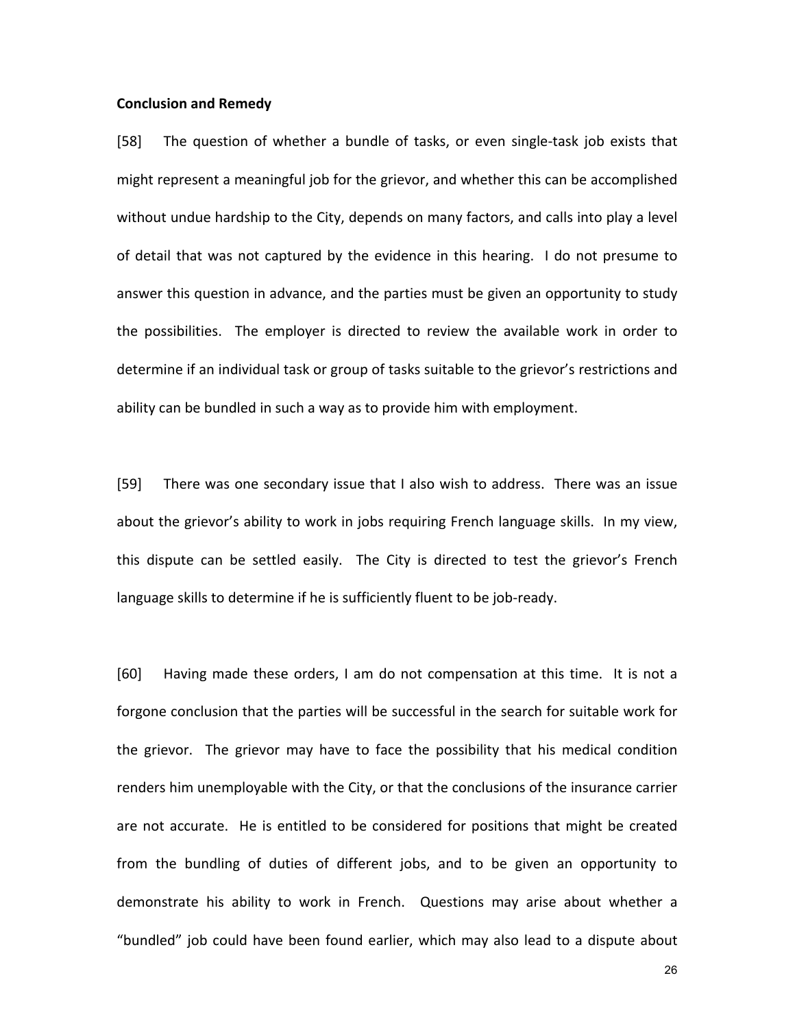**Conclusion and Remedy**

[58] The question of whether a bundle of tasks, or even single-task job exists that might represent a meaningful job for the grievor, and whether this can be accomplished without undue hardship to the City, depends on many factors, and calls into play a level of detail that was not captured by the evidence in this hearing. I do not presume to answer this question in advance, and the parties must be given an opportunity to study the possibilities. The employer is directed to review the available work in order to determine if an individual task or group of tasks suitable to the grievor's restrictions and ability can be bundled in such a way as to provide him with employment.

[59] There was one secondary issue that I also wish to address. There was an issue about the grievor's ability to work in jobs requiring French language skills. In my view, this dispute can be settled easily. The City is directed to test the grievor's French language skills to determine if he is sufficiently fluent to be job-ready.

[60] Having made these orders, I am do not compensation at this time. It is not a forgone conclusion that the parties will be successful in the search for suitable work for the grievor. The grievor may have to face the possibility that his medical condition renders him unemployable with the City, or that the conclusions of the insurance carrier are not accurate. He is entitled to be considered for positions that might be created from the bundling of duties of different jobs, and to be given an opportunity to demonstrate his ability to work in French. Questions may arise about whether a "bundled" job could have been found earlier, which may also lead to a dispute about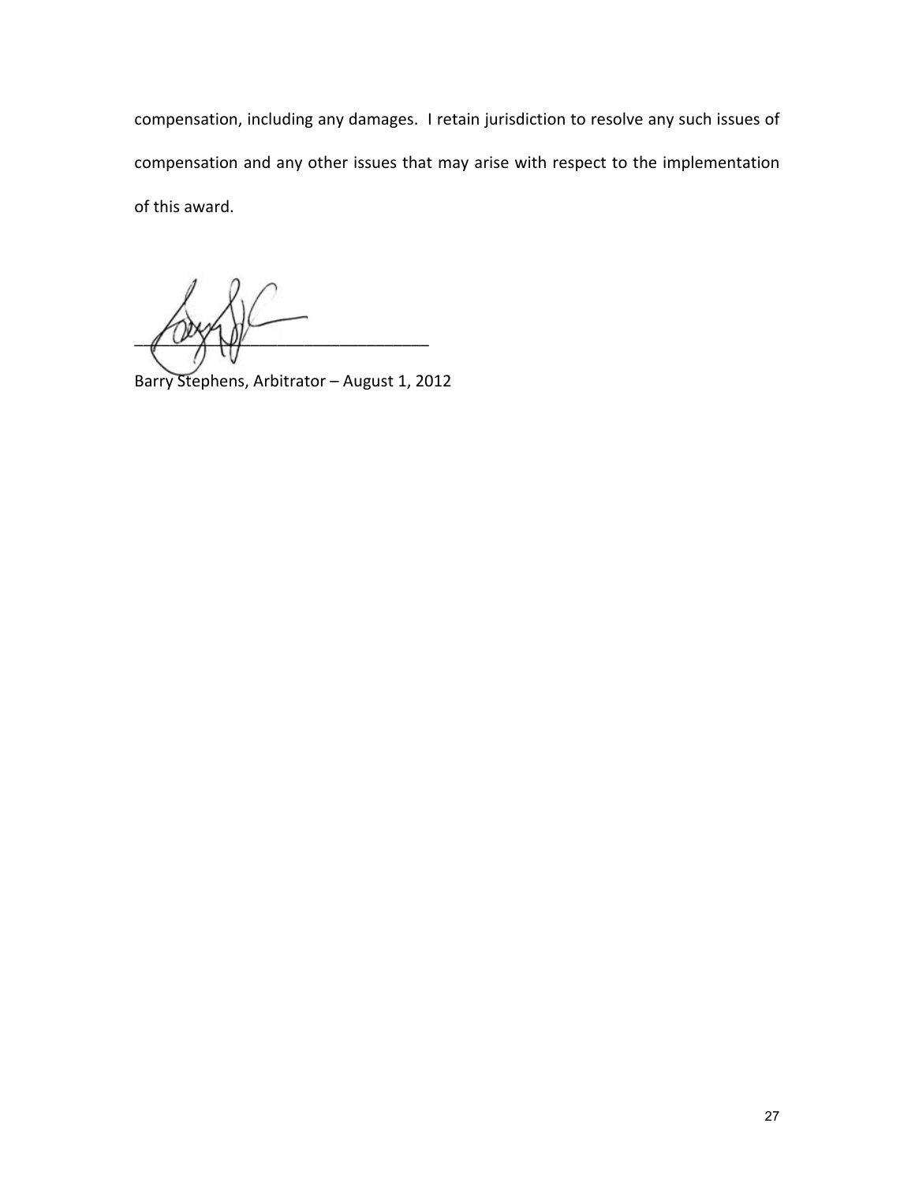compensation, including any damages. I retain jurisdiction to resolve any such issues of compensation and any other issues that may arise with respect to the implementation of this award.

_________________________________

Barry Stephens, Arbitrator – August 1, 2012